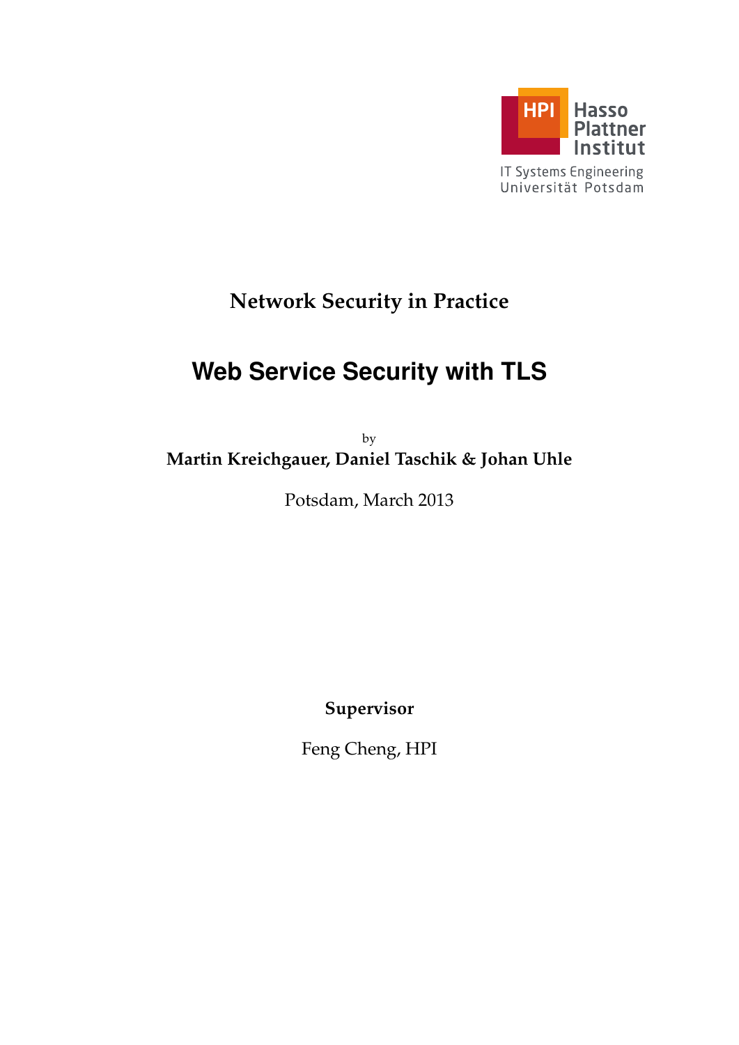Hasso Plattner Institut

IT Systems Engineering
Universität Potsdam

**Network Security in Practice**

# Web Service Security with TLS

by

**Martin Kreichgauer, Daniel Taschik & Johan Uhle**

Potsdam, March 2013

**Supervisor**

Feng Cheng, HPI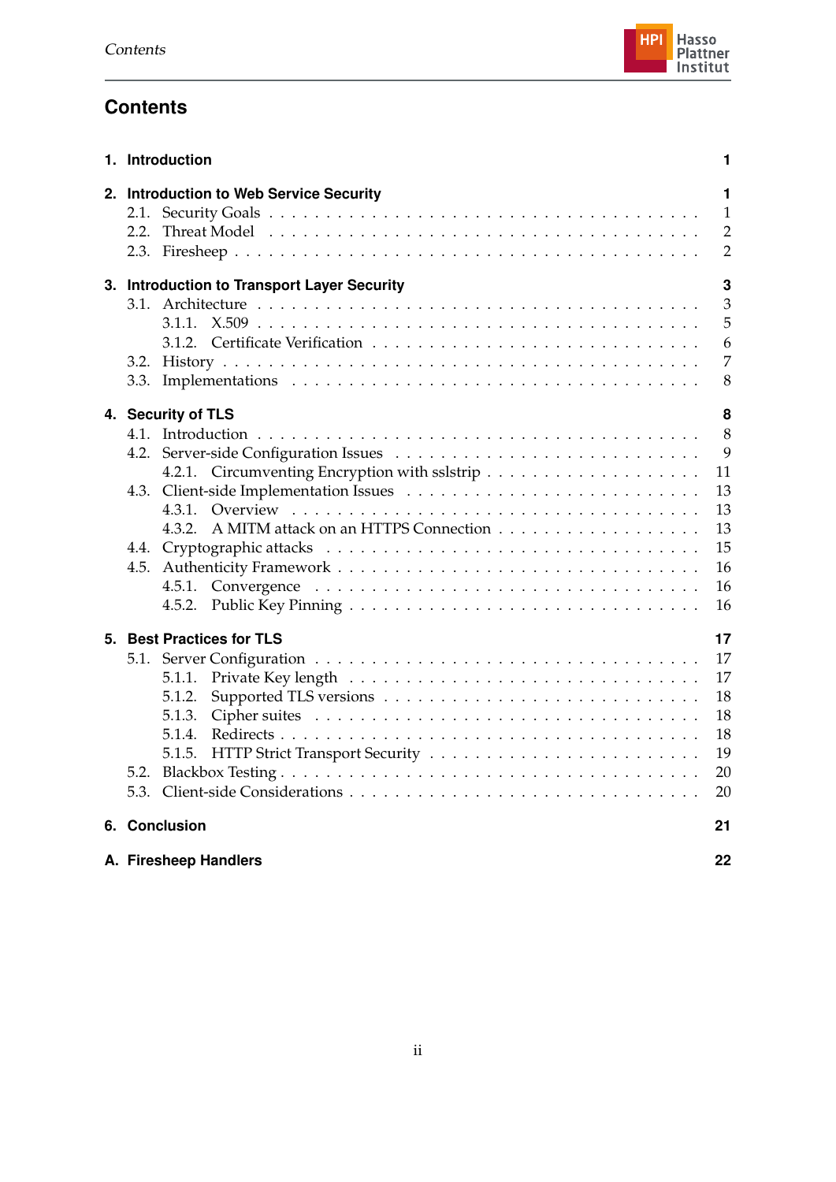# Contents

**1. Introduction** **1**

**2. Introduction to Web Service Security** **1**
- 2.1. Security Goals . . . 1
- 2.2. Threat Model . . . 2
- 2.3. Firesheep . . . 2

**3. Introduction to Transport Layer Security** **3**
- 3.1. Architecture . . . 3
  - 3.1.1. X.509 . . . 5
  - 3.1.2. Certificate Verification . . . 6
- 3.2. History . . . 7
- 3.3. Implementations . . . 8

**4. Security of TLS** **8**
- 4.1. Introduction . . . 8
- 4.2. Server-side Configuration Issues . . . 9
  - 4.2.1. Circumventing Encryption with sslstrip . . . 11
- 4.3. Client-side Implementation Issues . . . 13
  - 4.3.1. Overview . . . 13
  - 4.3.2. A MITM attack on an HTTPS Connection . . . 13
- 4.4. Cryptographic attacks . . . 15
- 4.5. Authenticity Framework . . . 16
  - 4.5.1. Convergence . . . 16
  - 4.5.2. Public Key Pinning . . . 16

**5. Best Practices for TLS** **17**
- 5.1. Server Configuration . . . 17
  - 5.1.1. Private Key length . . . 17
  - 5.1.2. Supported TLS versions . . . 18
  - 5.1.3. Cipher suites . . . 18
  - 5.1.4. Redirects . . . 18
  - 5.1.5. HTTP Strict Transport Security . . . 19
- 5.2. Blackbox Testing . . . 20
- 5.3. Client-side Considerations . . . 20

**6. Conclusion** **21**

**A. Firesheep Handlers** **22**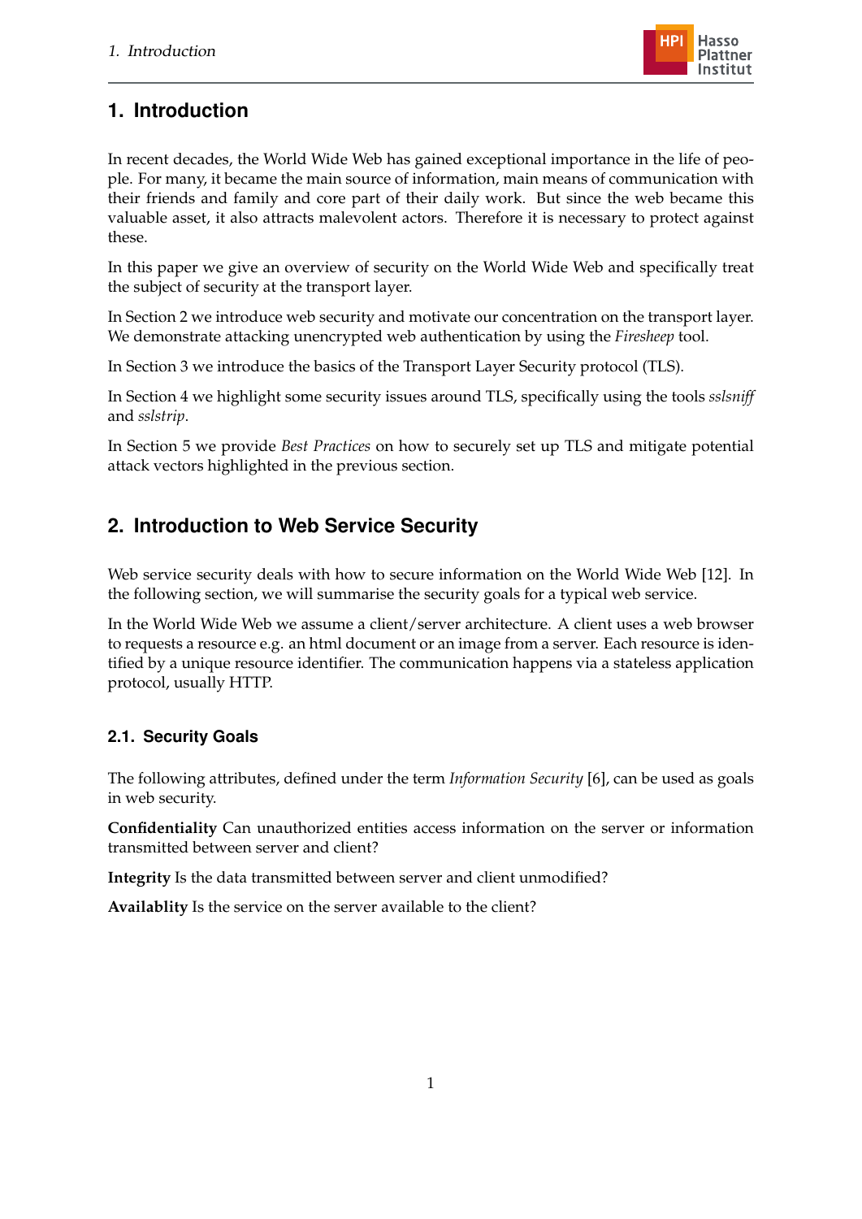# 1. Introduction

In recent decades, the World Wide Web has gained exceptional importance in the life of people. For many, it became the main source of information, main means of communication with their friends and family and core part of their daily work. But since the web became this valuable asset, it also attracts malevolent actors. Therefore it is necessary to protect against these.

In this paper we give an overview of security on the World Wide Web and specifically treat the subject of security at the transport layer.

In Section 2 we introduce web security and motivate our concentration on the transport layer. We demonstrate attacking unencrypted web authentication by using the *Firesheep* tool.

In Section 3 we introduce the basics of the Transport Layer Security protocol (TLS).

In Section 4 we highlight some security issues around TLS, specifically using the tools *sslsniff* and *sslstrip*.

In Section 5 we provide *Best Practices* on how to securely set up TLS and mitigate potential attack vectors highlighted in the previous section.

# 2. Introduction to Web Service Security

Web service security deals with how to secure information on the World Wide Web [12]. In the following section, we will summarise the security goals for a typical web service.

In the World Wide Web we assume a client/server architecture. A client uses a web browser to requests a resource e.g. an html document or an image from a server. Each resource is identified by a unique resource identifier. The communication happens via a stateless application protocol, usually HTTP.

## 2.1. Security Goals

The following attributes, defined under the term *Information Security* [6], can be used as goals in web security.

**Confidentiality** Can unauthorized entities access information on the server or information transmitted between server and client?

**Integrity** Is the data transmitted between server and client unmodified?

**Availablity** Is the service on the server available to the client?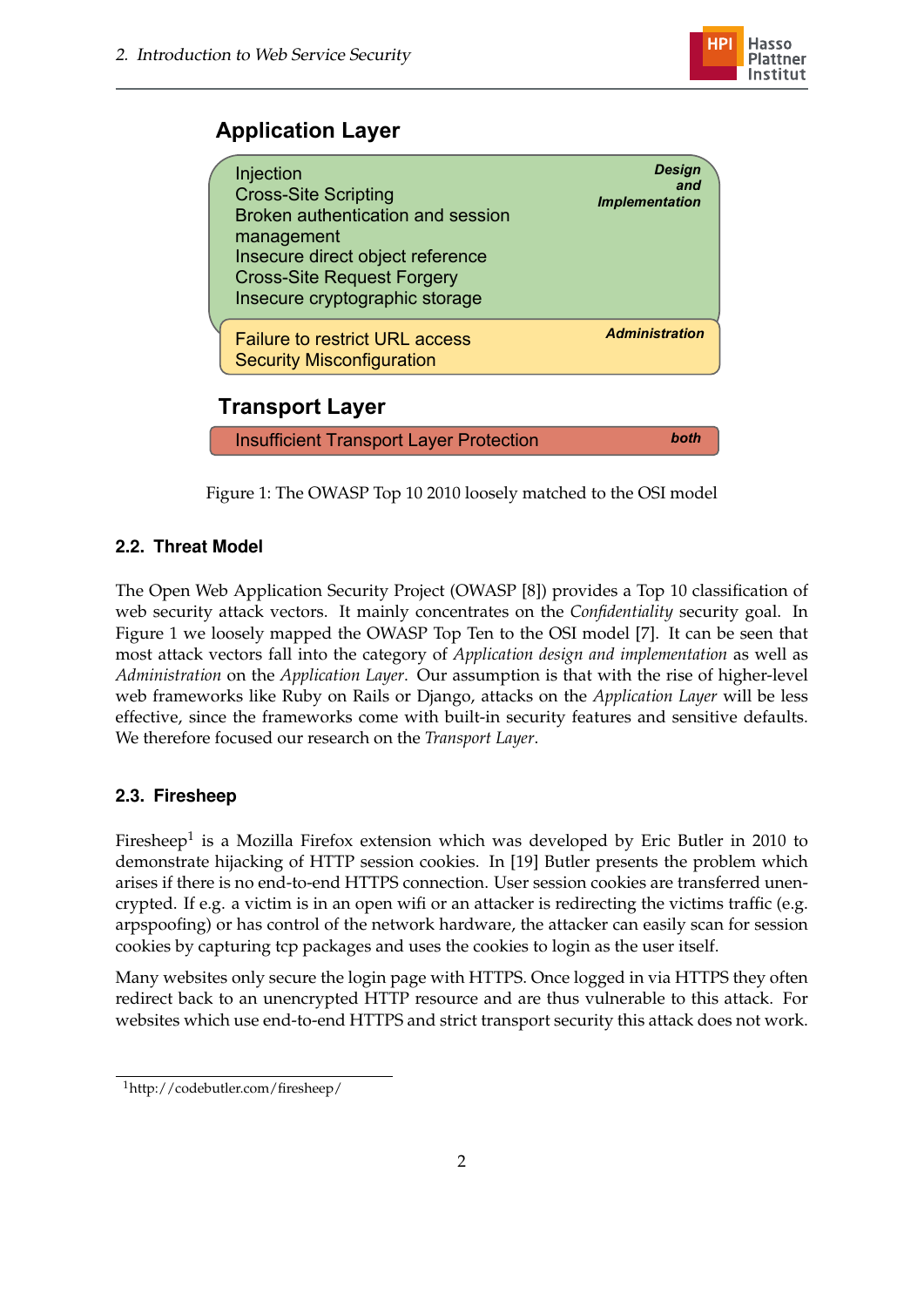## Application Layer

Injection
Cross-Site Scripting
Broken authentication and session management
Insecure direct object reference
Cross-Site Request Forgery
Insecure cryptographic storage

***Design and Implementation***

Failure to restrict URL access
Security Misconfiguration

***Administration***

## Transport Layer

Insufficient Transport Layer Protection

***both***

Figure 1: The OWASP Top 10 2010 loosely matched to the OSI model

### 2.2. Threat Model

The Open Web Application Security Project (OWASP [8]) provides a Top 10 classification of web security attack vectors. It mainly concentrates on the *Confidentiality* security goal. In Figure 1 we loosely mapped the OWASP Top Ten to the OSI model [7]. It can be seen that most attack vectors fall into the category of *Application design and implementation* as well as *Administration* on the *Application Layer*. Our assumption is that with the rise of higher-level web frameworks like Ruby on Rails or Django, attacks on the *Application Layer* will be less effective, since the frameworks come with built-in security features and sensitive defaults. We therefore focused our research on the *Transport Layer*.

### 2.3. Firesheep

Firesheep[1] is a Mozilla Firefox extension which was developed by Eric Butler in 2010 to demonstrate hijacking of HTTP session cookies. In [19] Butler presents the problem which arises if there is no end-to-end HTTPS connection. User session cookies are transferred unencrypted. If e.g. a victim is in an open wifi or an attacker is redirecting the victims traffic (e.g. arpspoofing) or has control of the network hardware, the attacker can easily scan for session cookies by capturing tcp packages and uses the cookies to login as the user itself.

Many websites only secure the login page with HTTPS. Once logged in via HTTPS they often redirect back to an unencrypted HTTP resource and are thus vulnerable to this attack. For websites which use end-to-end HTTPS and strict transport security this attack does not work.

[1]http://codebutler.com/firesheep/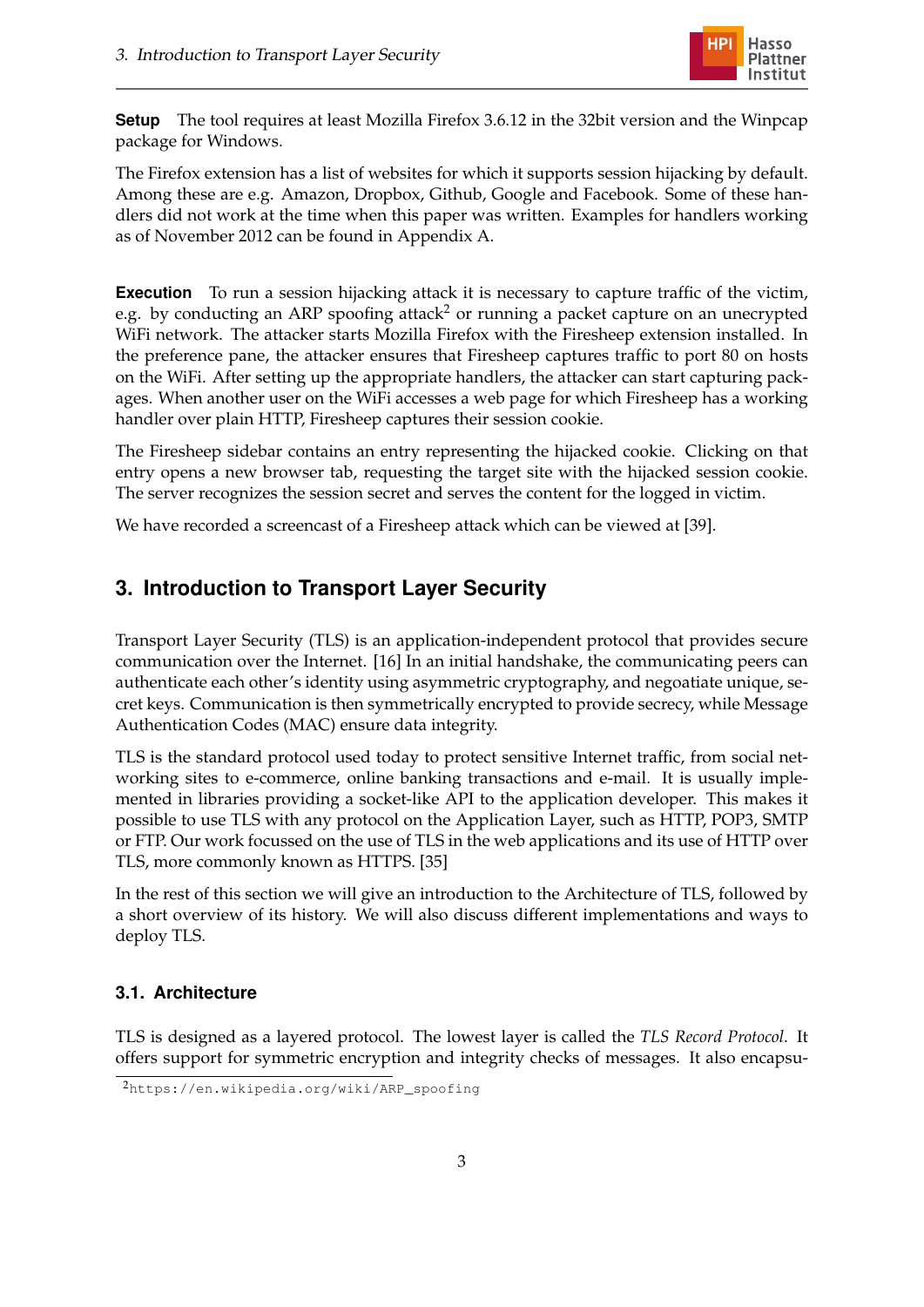**Setup** The tool requires at least Mozilla Firefox 3.6.12 in the 32bit version and the Winpcap package for Windows.

The Firefox extension has a list of websites for which it supports session hijacking by default. Among these are e.g. Amazon, Dropbox, Github, Google and Facebook. Some of these handlers did not work at the time when this paper was written. Examples for handlers working as of November 2012 can be found in Appendix A.

**Execution** To run a session hijacking attack it is necessary to capture traffic of the victim, e.g. by conducting an ARP spoofing attack[2] or running a packet capture on an unecrypted WiFi network. The attacker starts Mozilla Firefox with the Firesheep extension installed. In the preference pane, the attacker ensures that Firesheep captures traffic to port 80 on hosts on the WiFi. After setting up the appropriate handlers, the attacker can start capturing packages. When another user on the WiFi accesses a web page for which Firesheep has a working handler over plain HTTP, Firesheep captures their session cookie.

The Firesheep sidebar contains an entry representing the hijacked cookie. Clicking on that entry opens a new browser tab, requesting the target site with the hijacked session cookie. The server recognizes the session secret and serves the content for the logged in victim.

We have recorded a screencast of a Firesheep attack which can be viewed at [39].

## 3. Introduction to Transport Layer Security

Transport Layer Security (TLS) is an application-independent protocol that provides secure communication over the Internet. [16] In an initial handshake, the communicating peers can authenticate each other's identity using asymmetric cryptography, and negoatiate unique, secret keys. Communication is then symmetrically encrypted to provide secrecy, while Message Authentication Codes (MAC) ensure data integrity.

TLS is the standard protocol used today to protect sensitive Internet traffic, from social networking sites to e-commerce, online banking transactions and e-mail. It is usually implemented in libraries providing a socket-like API to the application developer. This makes it possible to use TLS with any protocol on the Application Layer, such as HTTP, POP3, SMTP or FTP. Our work focussed on the use of TLS in the web applications and its use of HTTP over TLS, more commonly known as HTTPS. [35]

In the rest of this section we will give an introduction to the Architecture of TLS, followed by a short overview of its history. We will also discuss different implementations and ways to deploy TLS.

### 3.1. Architecture

TLS is designed as a layered protocol. The lowest layer is called the *TLS Record Protocol*. It offers support for symmetric encryption and integrity checks of messages. It also encapsu-

[2] https://en.wikipedia.org/wiki/ARP_spoofing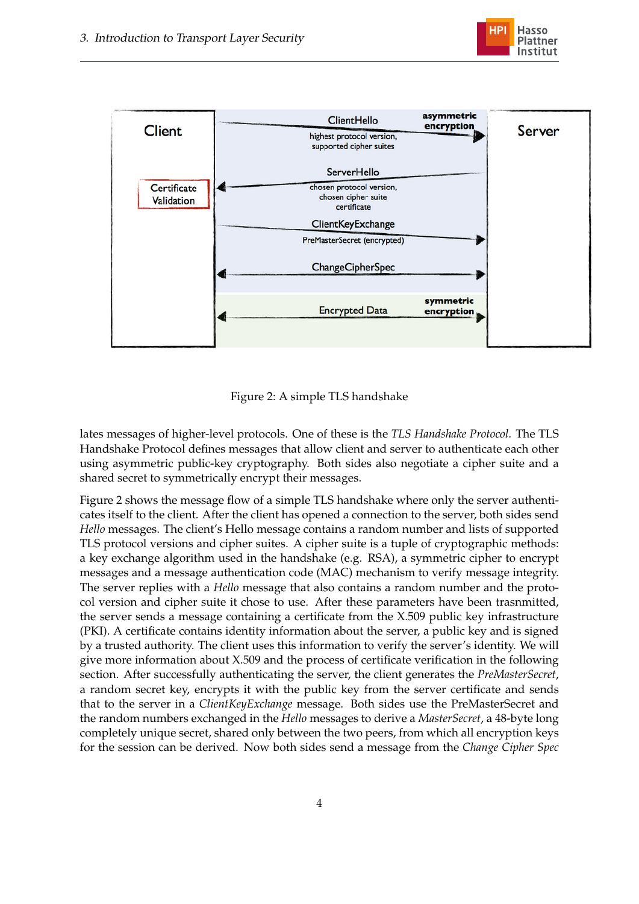Figure 2: A simple TLS handshake

lates messages of higher-level protocols. One of these is the *TLS Handshake Protocol*. The TLS Handshake Protocol defines messages that allow client and server to authenticate each other using asymmetric public-key cryptography. Both sides also negotiate a cipher suite and a shared secret to symmetrically encrypt their messages.

Figure 2 shows the message flow of a simple TLS handshake where only the server authenticates itself to the client. After the client has opened a connection to the server, both sides send *Hello* messages. The client's Hello message contains a random number and lists of supported TLS protocol versions and cipher suites. A cipher suite is a tuple of cryptographic methods: a key exchange algorithm used in the handshake (e.g. RSA), a symmetric cipher to encrypt messages and a message authentication code (MAC) mechanism to verify message integrity. The server replies with a *Hello* message that also contains a random number and the protocol version and cipher suite it chose to use. After these parameters have been trasnmitted, the server sends a message containing a certificate from the X.509 public key infrastructure (PKI). A certificate contains identity information about the server, a public key and is signed by a trusted authority. The client uses this information to verify the server's identity. We will give more information about X.509 and the process of certificate verification in the following section. After successfully authenticating the server, the client generates the *PreMasterSecret*, a random secret key, encrypts it with the public key from the server certificate and sends that to the server in a *ClientKeyExchange* message. Both sides use the PreMasterSecret and the random numbers exchanged in the *Hello* messages to derive a *MasterSecret*, a 48-byte long completely unique secret, shared only between the two peers, from which all encryption keys for the session can be derived. Now both sides send a message from the *Change Cipher Spec*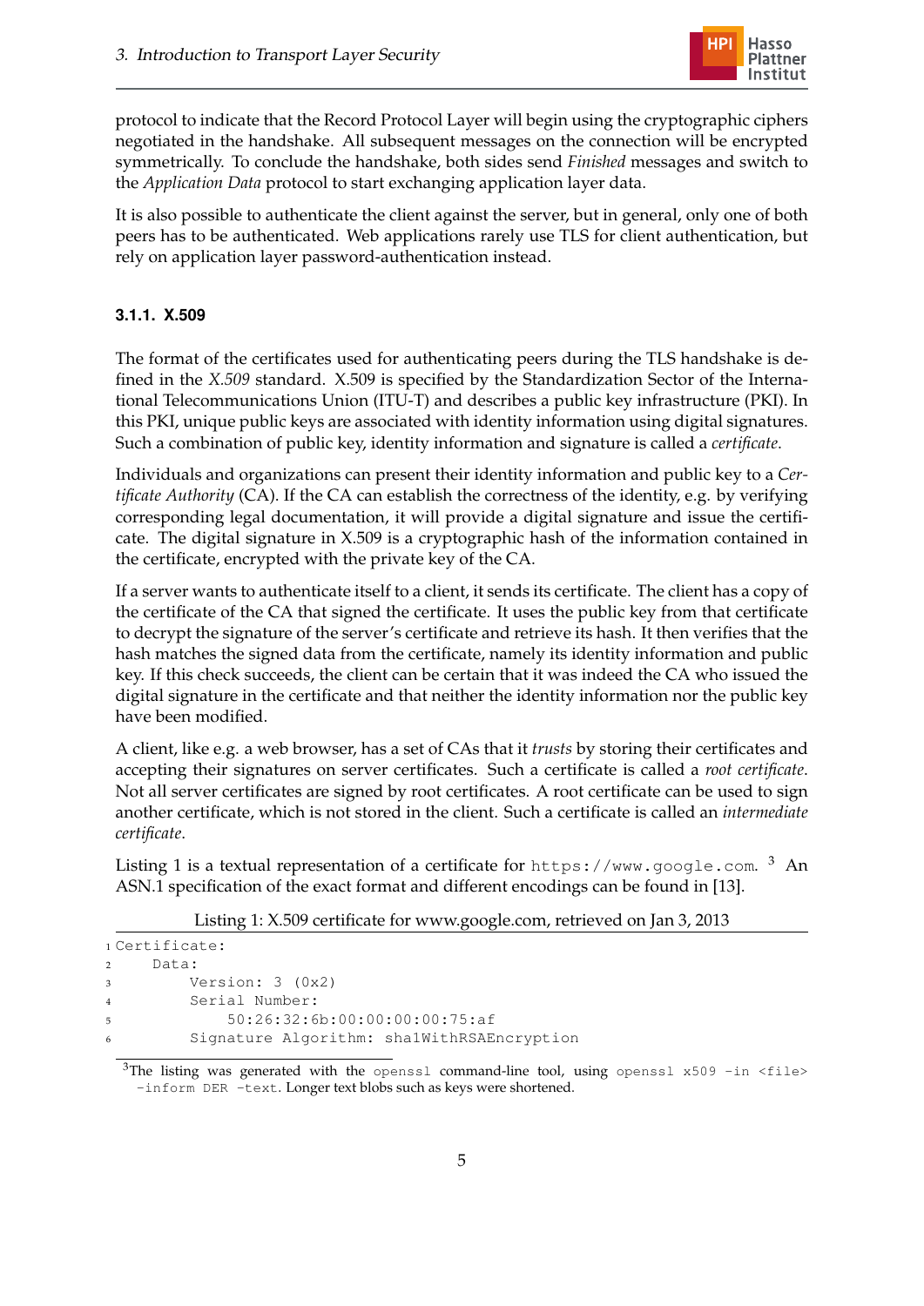protocol to indicate that the Record Protocol Layer will begin using the cryptographic ciphers negotiated in the handshake. All subsequent messages on the connection will be encrypted symmetrically. To conclude the handshake, both sides send *Finished* messages and switch to the *Application Data* protocol to start exchanging application layer data.

It is also possible to authenticate the client against the server, but in general, only one of both peers has to be authenticated. Web applications rarely use TLS for client authentication, but rely on application layer password-authentication instead.

### 3.1.1. X.509

The format of the certificates used for authenticating peers during the TLS handshake is defined in the *X.509* standard. X.509 is specified by the Standardization Sector of the International Telecommunications Union (ITU-T) and describes a public key infrastructure (PKI). In this PKI, unique public keys are associated with identity information using digital signatures. Such a combination of public key, identity information and signature is called a *certificate*.

Individuals and organizations can present their identity information and public key to a *Certificate Authority* (CA). If the CA can establish the correctness of the identity, e.g. by verifying corresponding legal documentation, it will provide a digital signature and issue the certificate. The digital signature in X.509 is a cryptographic hash of the information contained in the certificate, encrypted with the private key of the CA.

If a server wants to authenticate itself to a client, it sends its certificate. The client has a copy of the certificate of the CA that signed the certificate. It uses the public key from that certificate to decrypt the signature of the server's certificate and retrieve its hash. It then verifies that the hash matches the signed data from the certificate, namely its identity information and public key. If this check succeeds, the client can be certain that it was indeed the CA who issued the digital signature in the certificate and that neither the identity information nor the public key have been modified.

A client, like e.g. a web browser, has a set of CAs that it *trusts* by storing their certificates and accepting their signatures on server certificates. Such a certificate is called a *root certificate*. Not all server certificates are signed by root certificates. A root certificate can be used to sign another certificate, which is not stored in the client. Such a certificate is called an *intermediate certificate*.

Listing 1 is a textual representation of a certificate for `https://www.google.com`. [3] An ASN.1 specification of the exact format and different encodings can be found in [13].

Listing 1: X.509 certificate for www.google.com, retrieved on Jan 3, 2013

```
Certificate:
    Data:
        Version: 3 (0x2)
        Serial Number:
            50:26:32:6b:00:00:00:00:75:af
        Signature Algorithm: sha1WithRSAEncryption
```

[3] The listing was generated with the `openssl` command-line tool, using `openssl x509 -in <file> -inform DER -text`. Longer text blobs such as keys were shortened.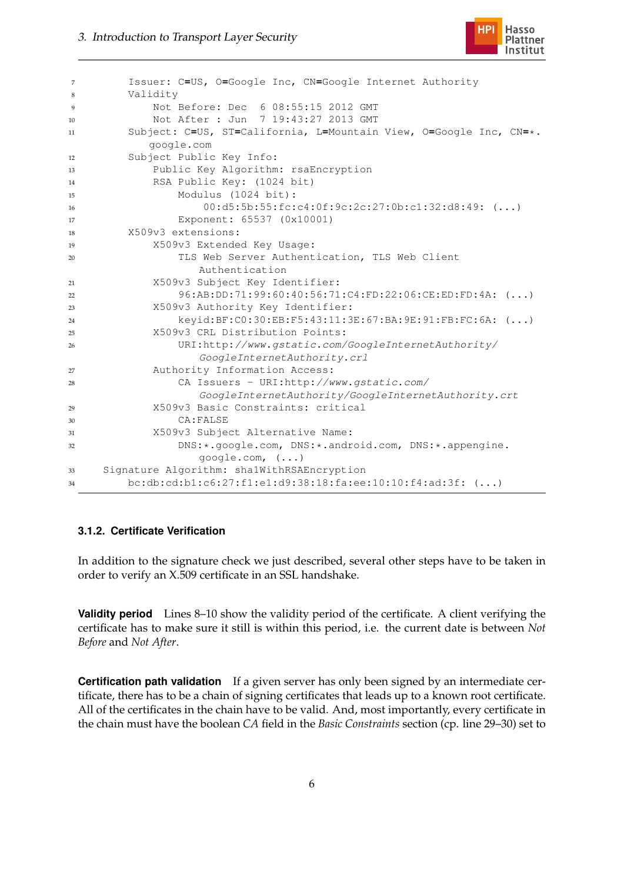```
7        Issuer: C=US, O=Google Inc, CN=Google Internet Authority
8        Validity
9            Not Before: Dec  6 08:55:15 2012 GMT
10           Not After : Jun  7 19:43:27 2013 GMT
11       Subject: C=US, ST=California, L=Mountain View, O=Google Inc, CN=*.
             google.com
12       Subject Public Key Info:
13           Public Key Algorithm: rsaEncryption
14           RSA Public Key: (1024 bit)
15               Modulus (1024 bit):
16                   00:d5:5b:55:fc:c4:0f:9c:2c:27:0b:c1:32:d8:49: (...)
17               Exponent: 65537 (0x10001)
18       X509v3 extensions:
19           X509v3 Extended Key Usage:
20               TLS Web Server Authentication, TLS Web Client
                     Authentication
21           X509v3 Subject Key Identifier:
22               96:AB:DD:71:99:60:40:56:71:C4:FD:22:06:CE:ED:FD:4A: (...)
23           X509v3 Authority Key Identifier:
24               keyid:BF:C0:30:EB:F5:43:11:3E:67:BA:9E:91:FB:FC:6A: (...)
25           X509v3 CRL Distribution Points:
26               URI:http://www.gstatic.com/GoogleInternetAuthority/
                     GoogleInternetAuthority.crl
27           Authority Information Access:
28               CA Issuers - URI:http://www.gstatic.com/
                     GoogleInternetAuthority/GoogleInternetAuthority.crt
29           X509v3 Basic Constraints: critical
30               CA:FALSE
31           X509v3 Subject Alternative Name:
32               DNS:*.google.com, DNS:*.android.com, DNS:*.appengine.
                     google.com, (...)
33   Signature Algorithm: sha1WithRSAEncryption
34       bc:db:cd:b1:c6:27:f1:e1:d9:38:18:fa:ee:10:10:f4:ad:3f: (...)
```

### 3.1.2. Certificate Verification

In addition to the signature check we just described, several other steps have to be taken in order to verify an X.509 certificate in an SSL handshake.

**Validity period** Lines 8–10 show the validity period of the certificate. A client verifying the certificate has to make sure it still is within this period, i.e. the current date is between *Not Before* and *Not After*.

**Certification path validation** If a given server has only been signed by an intermediate certificate, there has to be a chain of signing certificates that leads up to a known root certificate. All of the certificates in the chain have to be valid. And, most importantly, every certificate in the chain must have the boolean *CA* field in the *Basic Constraints* section (cp. line 29–30) set to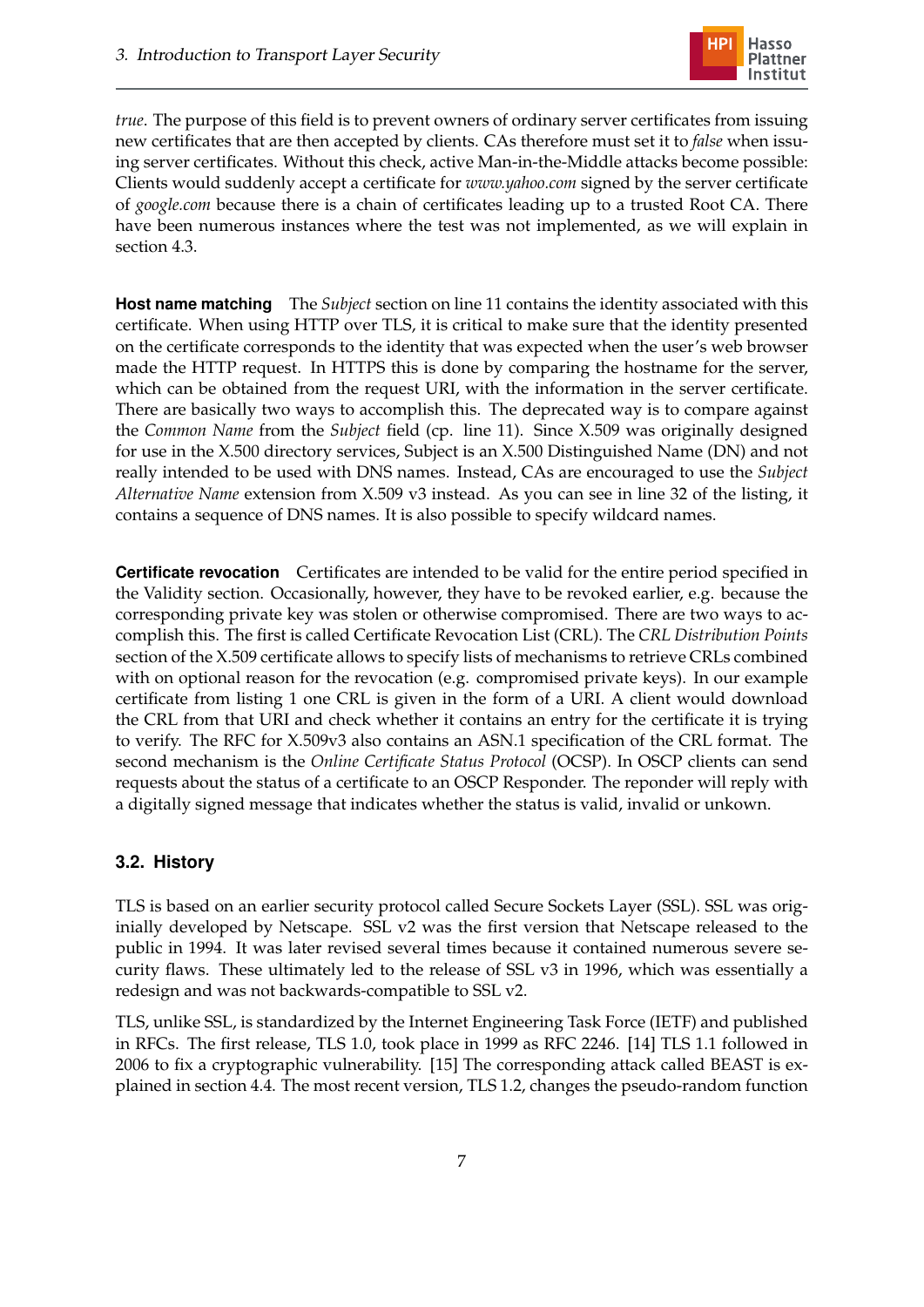*true*. The purpose of this field is to prevent owners of ordinary server certificates from issuing new certificates that are then accepted by clients. CAs therefore must set it to *false* when issuing server certificates. Without this check, active Man-in-the-Middle attacks become possible: Clients would suddenly accept a certificate for *www.yahoo.com* signed by the server certificate of *google.com* because there is a chain of certificates leading up to a trusted Root CA. There have been numerous instances where the test was not implemented, as we will explain in section 4.3.

**Host name matching** The *Subject* section on line 11 contains the identity associated with this certificate. When using HTTP over TLS, it is critical to make sure that the identity presented on the certificate corresponds to the identity that was expected when the user's web browser made the HTTP request. In HTTPS this is done by comparing the hostname for the server, which can be obtained from the request URI, with the information in the server certificate. There are basically two ways to accomplish this. The deprecated way is to compare against the *Common Name* from the *Subject* field (cp. line 11). Since X.509 was originally designed for use in the X.500 directory services, Subject is an X.500 Distinguished Name (DN) and not really intended to be used with DNS names. Instead, CAs are encouraged to use the *Subject Alternative Name* extension from X.509 v3 instead. As you can see in line 32 of the listing, it contains a sequence of DNS names. It is also possible to specify wildcard names.

**Certificate revocation** Certificates are intended to be valid for the entire period specified in the Validity section. Occasionally, however, they have to be revoked earlier, e.g. because the corresponding private key was stolen or otherwise compromised. There are two ways to accomplish this. The first is called Certificate Revocation List (CRL). The *CRL Distribution Points* section of the X.509 certificate allows to specify lists of mechanisms to retrieve CRLs combined with on optional reason for the revocation (e.g. compromised private keys). In our example certificate from listing 1 one CRL is given in the form of a URI. A client would download the CRL from that URI and check whether it contains an entry for the certificate it is trying to verify. The RFC for X.509v3 also contains an ASN.1 specification of the CRL format. The second mechanism is the *Online Certificate Status Protocol* (OCSP). In OSCP clients can send requests about the status of a certificate to an OSCP Responder. The reponder will reply with a digitally signed message that indicates whether the status is valid, invalid or unkown.

## 3.2. History

TLS is based on an earlier security protocol called Secure Sockets Layer (SSL). SSL was originially developed by Netscape. SSL v2 was the first version that Netscape released to the public in 1994. It was later revised several times because it contained numerous severe security flaws. These ultimately led to the release of SSL v3 in 1996, which was essentially a redesign and was not backwards-compatible to SSL v2.

TLS, unlike SSL, is standardized by the Internet Engineering Task Force (IETF) and published in RFCs. The first release, TLS 1.0, took place in 1999 as RFC 2246. [14] TLS 1.1 followed in 2006 to fix a cryptographic vulnerability. [15] The corresponding attack called BEAST is explained in section 4.4. The most recent version, TLS 1.2, changes the pseudo-random function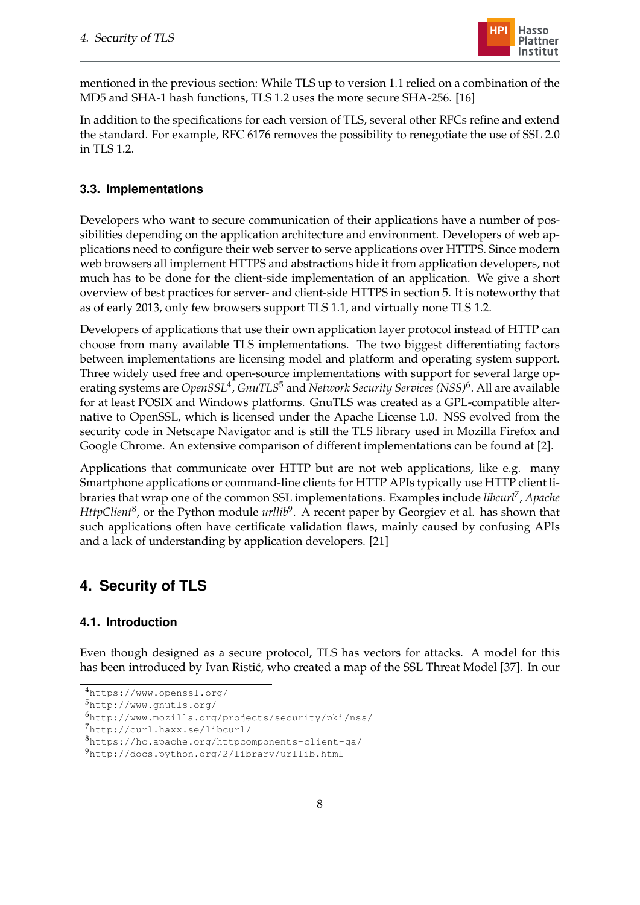mentioned in the previous section: While TLS up to version 1.1 relied on a combination of the MD5 and SHA-1 hash functions, TLS 1.2 uses the more secure SHA-256. [16]

In addition to the specifications for each version of TLS, several other RFCs refine and extend the standard. For example, RFC 6176 removes the possibility to renegotiate the use of SSL 2.0 in TLS 1.2.

### 3.3. Implementations

Developers who want to secure communication of their applications have a number of possibilities depending on the application architecture and environment. Developers of web applications need to configure their web server to serve applications over HTTPS. Since modern web browsers all implement HTTPS and abstractions hide it from application developers, not much has to be done for the client-side implementation of an application. We give a short overview of best practices for server- and client-side HTTPS in section 5. It is noteworthy that as of early 2013, only few browsers support TLS 1.1, and virtually none TLS 1.2.

Developers of applications that use their own application layer protocol instead of HTTP can choose from many available TLS implementations. The two biggest differentiating factors between implementations are licensing model and platform and operating system support. Three widely used free and open-source implementations with support for several large operating systems are *OpenSSL*[4], *GnuTLS*[5] and *Network Security Services (NSS)*[6]. All are available for at least POSIX and Windows platforms. GnuTLS was created as a GPL-compatible alternative to OpenSSL, which is licensed under the Apache License 1.0. NSS evolved from the security code in Netscape Navigator and is still the TLS library used in Mozilla Firefox and Google Chrome. An extensive comparison of different implementations can be found at [2].

Applications that communicate over HTTP but are not web applications, like e.g. many Smartphone applications or command-line clients for HTTP APIs typically use HTTP client libraries that wrap one of the common SSL implementations. Examples include *libcurl*[7], *Apache HttpClient*[8], or the Python module *urllib*[9]. A recent paper by Georgiev et al. has shown that such applications often have certificate validation flaws, mainly caused by confusing APIs and a lack of understanding by application developers. [21]

## 4. Security of TLS

### 4.1. Introduction

Even though designed as a secure protocol, TLS has vectors for attacks. A model for this has been introduced by Ivan Ristić, who created a map of the SSL Threat Model [37]. In our

[4] https://www.openssl.org/
[5] http://www.gnutls.org/
[6] http://www.mozilla.org/projects/security/pki/nss/
[7] http://curl.haxx.se/libcurl/
[8] https://hc.apache.org/httpcomponents-client-ga/
[9] http://docs.python.org/2/library/urllib.html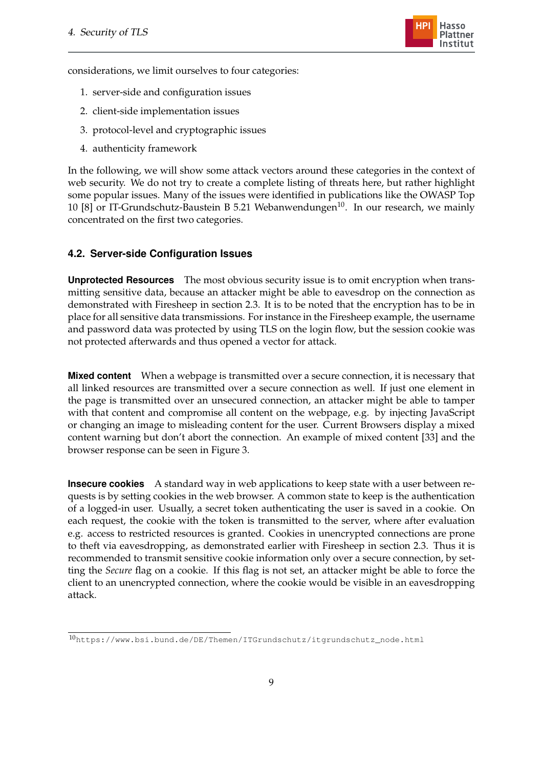considerations, we limit ourselves to four categories:

1. server-side and configuration issues
2. client-side implementation issues
3. protocol-level and cryptographic issues
4. authenticity framework

In the following, we will show some attack vectors around these categories in the context of web security. We do not try to create a complete listing of threats here, but rather highlight some popular issues. Many of the issues were identified in publications like the OWASP Top 10 [8] or IT-Grundschutz-Baustein B 5.21 Webanwendungen[10]. In our research, we mainly concentrated on the first two categories.

## 4.2. Server-side Configuration Issues

**Unprotected Resources** The most obvious security issue is to omit encryption when transmitting sensitive data, because an attacker might be able to eavesdrop on the connection as demonstrated with Firesheep in section 2.3. It is to be noted that the encryption has to be in place for all sensitive data transmissions. For instance in the Firesheep example, the username and password data was protected by using TLS on the login flow, but the session cookie was not protected afterwards and thus opened a vector for attack.

**Mixed content** When a webpage is transmitted over a secure connection, it is necessary that all linked resources are transmitted over a secure connection as well. If just one element in the page is transmitted over an unsecured connection, an attacker might be able to tamper with that content and compromise all content on the webpage, e.g. by injecting JavaScript or changing an image to misleading content for the user. Current Browsers display a mixed content warning but don't abort the connection. An example of mixed content [33] and the browser response can be seen in Figure 3.

**Insecure cookies** A standard way in web applications to keep state with a user between requests is by setting cookies in the web browser. A common state to keep is the authentication of a logged-in user. Usually, a secret token authenticating the user is saved in a cookie. On each request, the cookie with the token is transmitted to the server, where after evaluation e.g. access to restricted resources is granted. Cookies in unencrypted connections are prone to theft via eavesdropping, as demonstrated earlier with Firesheep in section 2.3. Thus it is recommended to transmit sensitive cookie information only over a secure connection, by setting the *Secure* flag on a cookie. If this flag is not set, an attacker might be able to force the client to an unencrypted connection, where the cookie would be visible in an eavesdropping attack.

[10] https://www.bsi.bund.de/DE/Themen/ITGrundschutz/itgrundschutz_node.html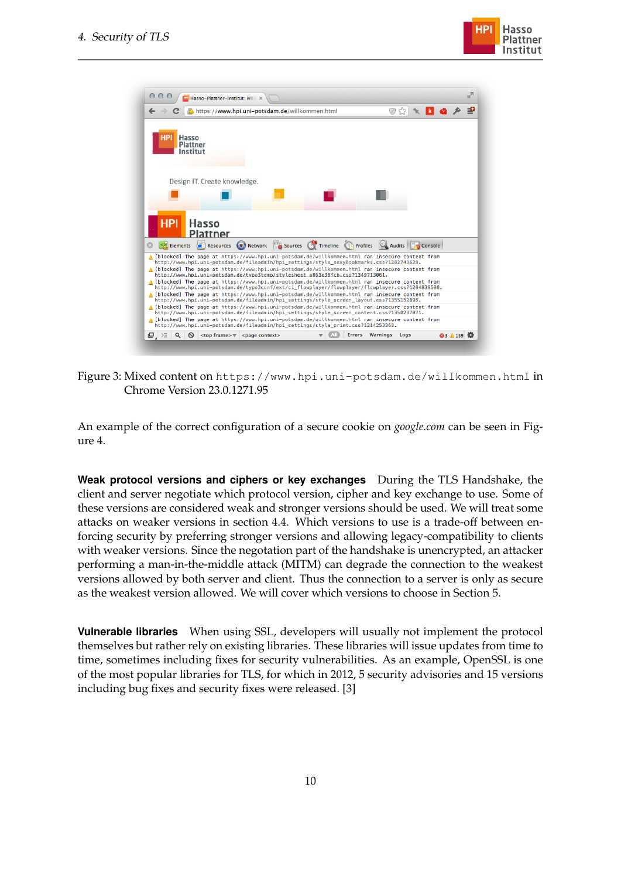Figure 3: Mixed content on `https://www.hpi.uni-potsdam.de/willkommen.html` in Chrome Version 23.0.1271.95

An example of the correct configuration of a secure cookie on *google.com* can be seen in Figure 4.

**Weak protocol versions and ciphers or key exchanges** During the TLS Handshake, the client and server negotiate which protocol version, cipher and key exchange to use. Some of these versions are considered weak and stronger versions should be used. We will treat some attacks on weaker versions in section 4.4. Which versions to use is a trade-off between enforcing security by preferring stronger versions and allowing legacy-compatibility to clients with weaker versions. Since the negotation part of the handshake is unencrypted, an attacker performing a man-in-the-middle attack (MITM) can degrade the connection to the weakest versions allowed by both server and client. Thus the connection to a server is only as secure as the weakest version allowed. We will cover which versions to choose in Section 5.

**Vulnerable libraries** When using SSL, developers will usually not implement the protocol themselves but rather rely on existing libraries. These libraries will issue updates from time to time, sometimes including fixes for security vulnerabilities. As an example, OpenSSL is one of the most popular libraries for TLS, for which in 2012, 5 security advisories and 15 versions including bug fixes and security fixes were released. [3]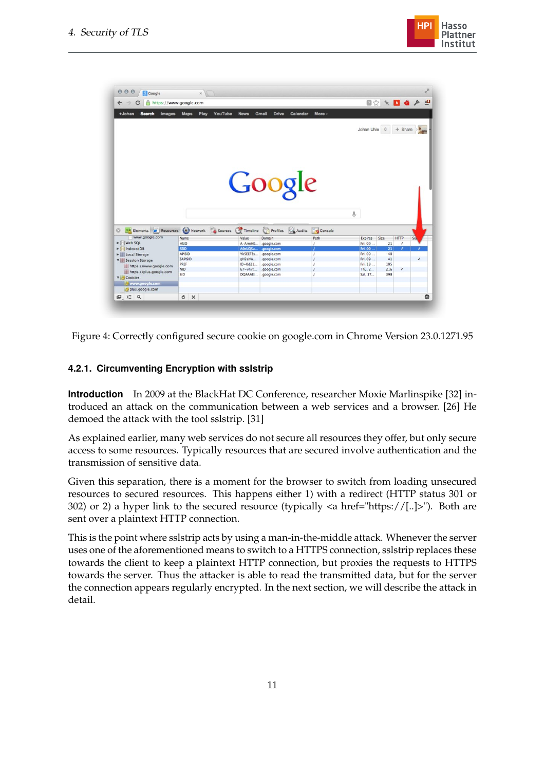Figure 4: Correctly configured secure cookie on google.com in Chrome Version 23.0.1271.95

### 4.2.1. Circumventing Encryption with sslstrip

**Introduction** In 2009 at the BlackHat DC Conference, researcher Moxie Marlinspike [32] introduced an attack on the communication between a web services and a browser. [26] He demoed the attack with the tool sslstrip. [31]

As explained earlier, many web services do not secure all resources they offer, but only secure access to some resources. Typically resources that are secured involve authentication and the transmission of sensitive data.

Given this separation, there is a moment for the browser to switch from loading unsecured resources to secured resources. This happens either 1) with a redirect (HTTP status 301 or 302) or 2) a hyper link to the secured resource (typically <a href="https://[..]>"). Both are sent over a plaintext HTTP connection.

This is the point where sslstrip acts by using a man-in-the-middle attack. Whenever the server uses one of the aforementioned means to switch to a HTTPS connection, sslstrip replaces these towards the client to keep a plaintext HTTP connection, but proxies the requests to HTTPS towards the server. Thus the attacker is able to read the transmitted data, but for the server the connection appears regularly encrypted. In the next section, we will describe the attack in detail.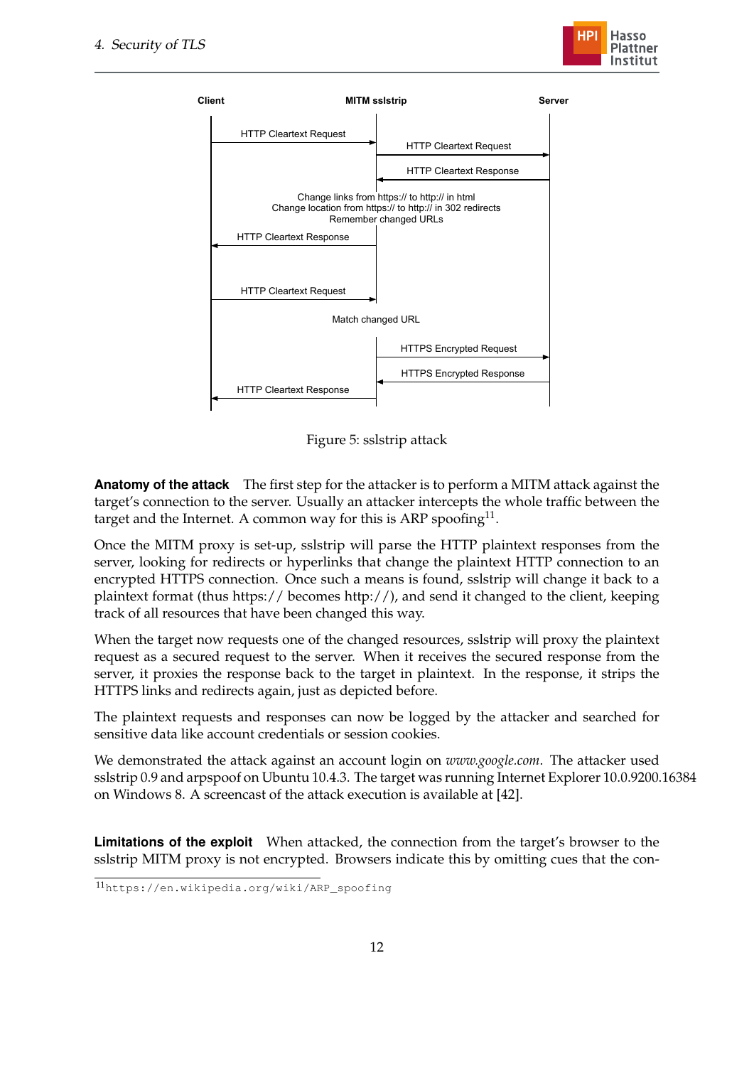Client | MITM sslstrip | Server

HTTP Cleartext Request

HTTP Cleartext Request

HTTP Cleartext Response

Change links from https:// to http:// in html
Change location from https:// to http:// in 302 redirects
Remember changed URLs

HTTP Cleartext Response

HTTP Cleartext Request

Match changed URL

HTTPS Encrypted Request

HTTPS Encrypted Response

HTTP Cleartext Response

Figure 5: sslstrip attack

**Anatomy of the attack** The first step for the attacker is to perform a MITM attack against the target's connection to the server. Usually an attacker intercepts the whole traffic between the target and the Internet. A common way for this is ARP spoofing[11].

Once the MITM proxy is set-up, sslstrip will parse the HTTP plaintext responses from the server, looking for redirects or hyperlinks that change the plaintext HTTP connection to an encrypted HTTPS connection. Once such a means is found, sslstrip will change it back to a plaintext format (thus https:// becomes http://), and send it changed to the client, keeping track of all resources that have been changed this way.

When the target now requests one of the changed resources, sslstrip will proxy the plaintext request as a secured request to the server. When it receives the secured response from the server, it proxies the response back to the target in plaintext. In the response, it strips the HTTPS links and redirects again, just as depicted before.

The plaintext requests and responses can now be logged by the attacker and searched for sensitive data like account credentials or session cookies.

We demonstrated the attack against an account login on *www.google.com*. The attacker used sslstrip 0.9 and arpspoof on Ubuntu 10.4.3. The target was running Internet Explorer 10.0.9200.16384 on Windows 8. A screencast of the attack execution is available at [42].

**Limitations of the exploit** When attacked, the connection from the target's browser to the sslstrip MITM proxy is not encrypted. Browsers indicate this by omitting cues that the con-

[11] https://en.wikipedia.org/wiki/ARP_spoofing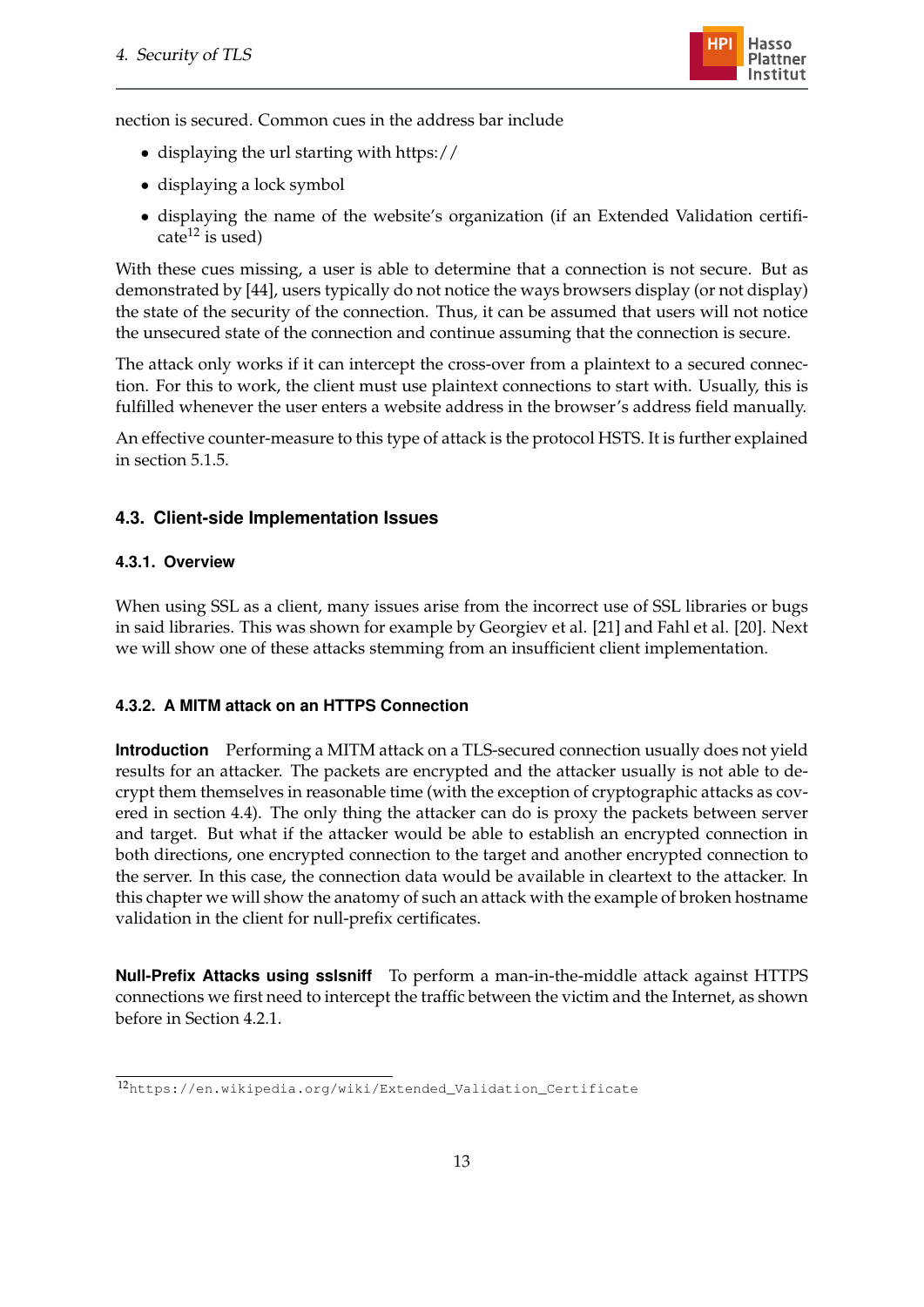nection is secured. Common cues in the address bar include

- displaying the url starting with https://
- displaying a lock symbol
- displaying the name of the website's organization (if an Extended Validation certificate[12] is used)

With these cues missing, a user is able to determine that a connection is not secure. But as demonstrated by [44], users typically do not notice the ways browsers display (or not display) the state of the security of the connection. Thus, it can be assumed that users will not notice the unsecured state of the connection and continue assuming that the connection is secure.

The attack only works if it can intercept the cross-over from a plaintext to a secured connection. For this to work, the client must use plaintext connections to start with. Usually, this is fulfilled whenever the user enters a website address in the browser's address field manually.

An effective counter-measure to this type of attack is the protocol HSTS. It is further explained in section 5.1.5.

## 4.3. Client-side Implementation Issues

### 4.3.1. Overview

When using SSL as a client, many issues arise from the incorrect use of SSL libraries or bugs in said libraries. This was shown for example by Georgiev et al. [21] and Fahl et al. [20]. Next we will show one of these attacks stemming from an insufficient client implementation.

### 4.3.2. A MITM attack on an HTTPS Connection

**Introduction** Performing a MITM attack on a TLS-secured connection usually does not yield results for an attacker. The packets are encrypted and the attacker usually is not able to decrypt them themselves in reasonable time (with the exception of cryptographic attacks as covered in section 4.4). The only thing the attacker can do is proxy the packets between server and target. But what if the attacker would be able to establish an encrypted connection in both directions, one encrypted connection to the target and another encrypted connection to the server. In this case, the connection data would be available in cleartext to the attacker. In this chapter we will show the anatomy of such an attack with the example of broken hostname validation in the client for null-prefix certificates.

**Null-Prefix Attacks using sslsniff** To perform a man-in-the-middle attack against HTTPS connections we first need to intercept the traffic between the victim and the Internet, as shown before in Section 4.2.1.

[12] https://en.wikipedia.org/wiki/Extended_Validation_Certificate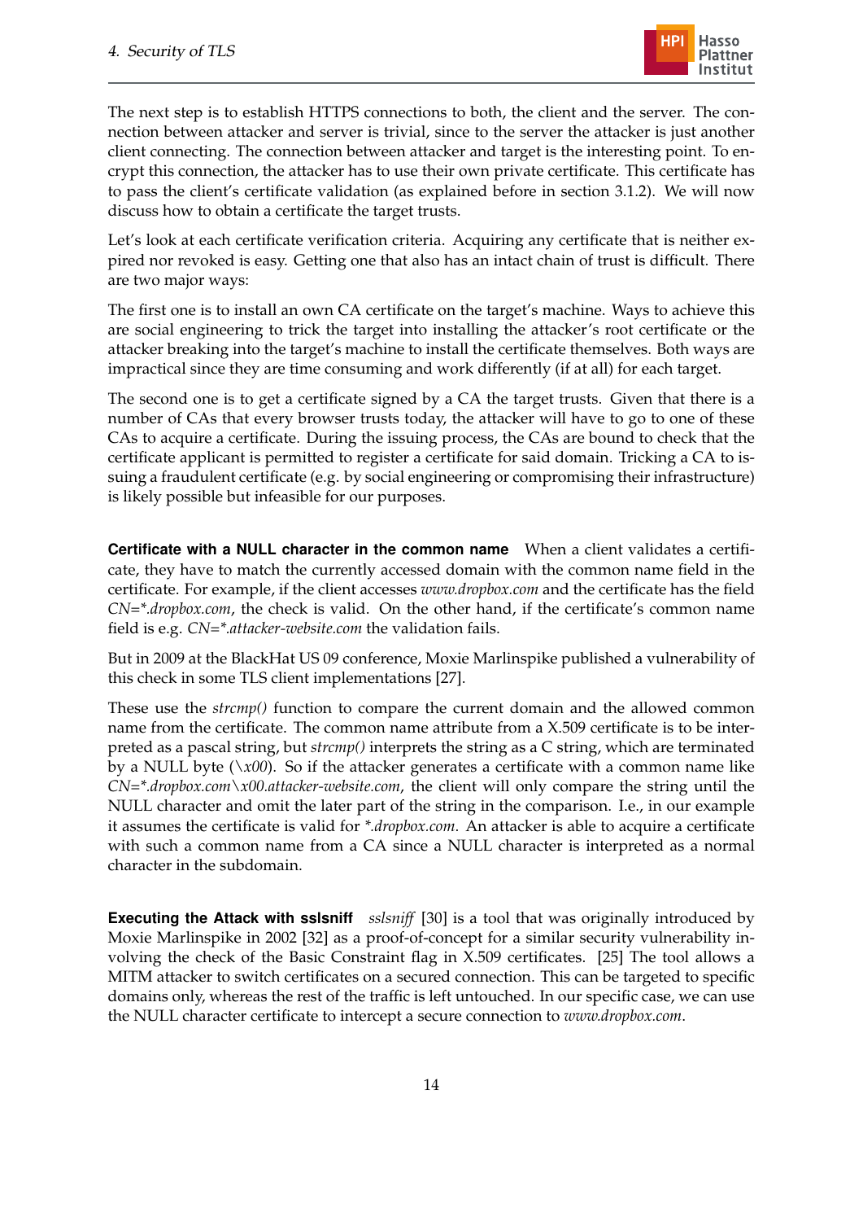The next step is to establish HTTPS connections to both, the client and the server. The connection between attacker and server is trivial, since to the server the attacker is just another client connecting. The connection between attacker and target is the interesting point. To encrypt this connection, the attacker has to use their own private certificate. This certificate has to pass the client's certificate validation (as explained before in section 3.1.2). We will now discuss how to obtain a certificate the target trusts.

Let's look at each certificate verification criteria. Acquiring any certificate that is neither expired nor revoked is easy. Getting one that also has an intact chain of trust is difficult. There are two major ways:

The first one is to install an own CA certificate on the target's machine. Ways to achieve this are social engineering to trick the target into installing the attacker's root certificate or the attacker breaking into the target's machine to install the certificate themselves. Both ways are impractical since they are time consuming and work differently (if at all) for each target.

The second one is to get a certificate signed by a CA the target trusts. Given that there is a number of CAs that every browser trusts today, the attacker will have to go to one of these CAs to acquire a certificate. During the issuing process, the CAs are bound to check that the certificate applicant is permitted to register a certificate for said domain. Tricking a CA to issuing a fraudulent certificate (e.g. by social engineering or compromising their infrastructure) is likely possible but infeasible for our purposes.

**Certificate with a NULL character in the common name** When a client validates a certificate, they have to match the currently accessed domain with the common name field in the certificate. For example, if the client accesses *www.dropbox.com* and the certificate has the field *CN=*.dropbox.com*, the check is valid. On the other hand, if the certificate's common name field is e.g. *CN=*.attacker-website.com* the validation fails.

But in 2009 at the BlackHat US 09 conference, Moxie Marlinspike published a vulnerability of this check in some TLS client implementations [27].

These use the *strcmp()* function to compare the current domain and the allowed common name from the certificate. The common name attribute from a X.509 certificate is to be interpreted as a pascal string, but *strcmp()* interprets the string as a C string, which are terminated by a NULL byte (*\x00*). So if the attacker generates a certificate with a common name like *CN=*.dropbox.com\x00.attacker-website.com*, the client will only compare the string until the NULL character and omit the later part of the string in the comparison. I.e., in our example it assumes the certificate is valid for **.dropbox.com*. An attacker is able to acquire a certificate with such a common name from a CA since a NULL character is interpreted as a normal character in the subdomain.

**Executing the Attack with sslsniff** *sslsniff* [30] is a tool that was originally introduced by Moxie Marlinspike in 2002 [32] as a proof-of-concept for a similar security vulnerability involving the check of the Basic Constraint flag in X.509 certificates. [25] The tool allows a MITM attacker to switch certificates on a secured connection. This can be targeted to specific domains only, whereas the rest of the traffic is left untouched. In our specific case, we can use the NULL character certificate to intercept a secure connection to *www.dropbox.com*.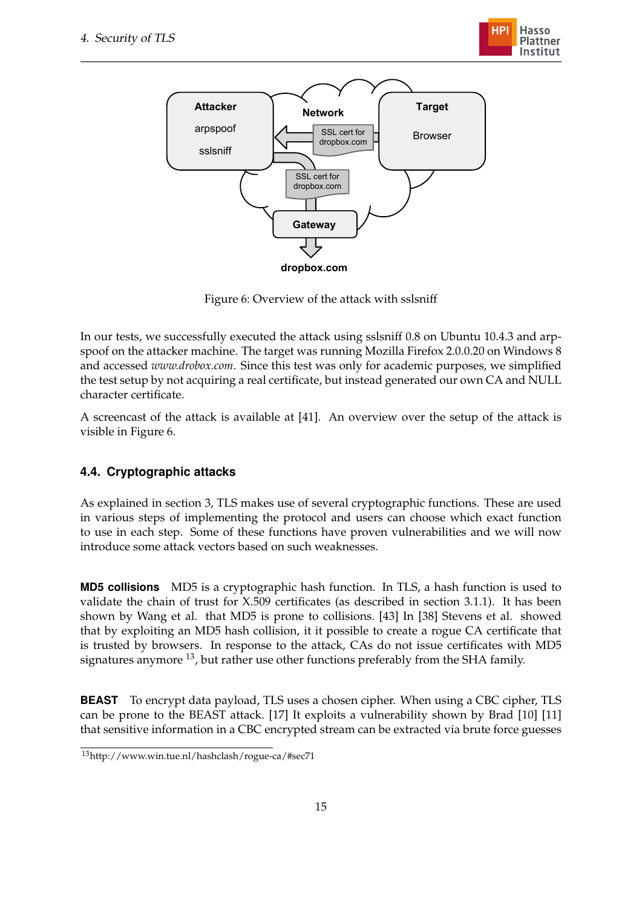Figure 6: Overview of the attack with sslsniff

In our tests, we successfully executed the attack using sslsniff 0.8 on Ubuntu 10.4.3 and arpspoof on the attacker machine. The target was running Mozilla Firefox 2.0.0.20 on Windows 8 and accessed *www.drobox.com*. Since this test was only for academic purposes, we simplified the test setup by not acquiring a real certificate, but instead generated our own CA and NULL character certificate.

A screencast of the attack is available at [41]. An overview over the setup of the attack is visible in Figure 6.

### 4.4. Cryptographic attacks

As explained in section 3, TLS makes use of several cryptographic functions. These are used in various steps of implementing the protocol and users can choose which exact function to use in each step. Some of these functions have proven vulnerabilities and we will now introduce some attack vectors based on such weaknesses.

**MD5 collisions** MD5 is a cryptographic hash function. In TLS, a hash function is used to validate the chain of trust for X.509 certificates (as described in section 3.1.1). It has been shown by Wang et al. that MD5 is prone to collisions. [43] In [38] Stevens et al. showed that by exploiting an MD5 hash collision, it it possible to create a rogue CA certificate that is trusted by browsers. In response to the attack, CAs do not issue certificates with MD5 signatures anymore [13], but rather use other functions preferably from the SHA family.

**BEAST** To encrypt data payload, TLS uses a chosen cipher. When using a CBC cipher, TLS can be prone to the BEAST attack. [17] It exploits a vulnerability shown by Brad [10] [11] that sensitive information in a CBC encrypted stream can be extracted via brute force guesses

[13] http://www.win.tue.nl/hashclash/rogue-ca/#sec71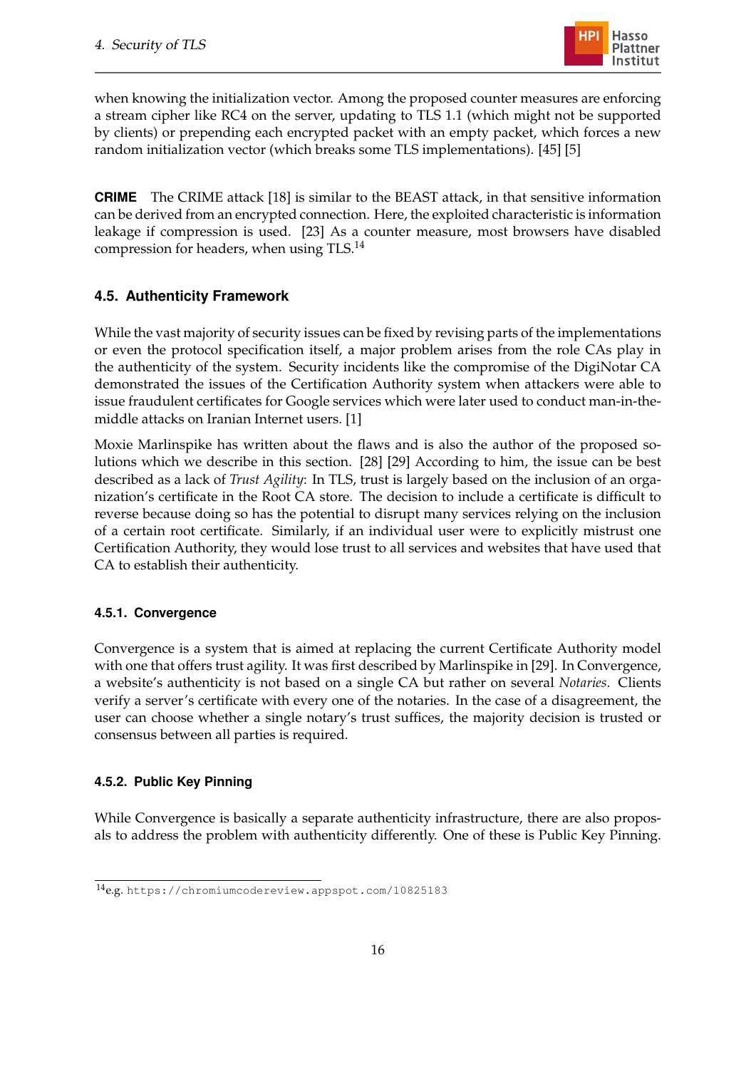when knowing the initialization vector. Among the proposed counter measures are enforcing a stream cipher like RC4 on the server, updating to TLS 1.1 (which might not be supported by clients) or prepending each encrypted packet with an empty packet, which forces a new random initialization vector (which breaks some TLS implementations). [45] [5]

**CRIME** The CRIME attack [18] is similar to the BEAST attack, in that sensitive information can be derived from an encrypted connection. Here, the exploited characteristic is information leakage if compression is used. [23] As a counter measure, most browsers have disabled compression for headers, when using TLS.[14]

## 4.5. Authenticity Framework

While the vast majority of security issues can be fixed by revising parts of the implementations or even the protocol specification itself, a major problem arises from the role CAs play in the authenticity of the system. Security incidents like the compromise of the DigiNotar CA demonstrated the issues of the Certification Authority system when attackers were able to issue fraudulent certificates for Google services which were later used to conduct man-in-the-middle attacks on Iranian Internet users. [1]

Moxie Marlinspike has written about the flaws and is also the author of the proposed solutions which we describe in this section. [28] [29] According to him, the issue can be best described as a lack of *Trust Agility*: In TLS, trust is largely based on the inclusion of an organization's certificate in the Root CA store. The decision to include a certificate is difficult to reverse because doing so has the potential to disrupt many services relying on the inclusion of a certain root certificate. Similarly, if an individual user were to explicitly mistrust one Certification Authority, they would lose trust to all services and websites that have used that CA to establish their authenticity.

### 4.5.1. Convergence

Convergence is a system that is aimed at replacing the current Certificate Authority model with one that offers trust agility. It was first described by Marlinspike in [29]. In Convergence, a website's authenticity is not based on a single CA but rather on several *Notaries*. Clients verify a server's certificate with every one of the notaries. In the case of a disagreement, the user can choose whether a single notary's trust suffices, the majority decision is trusted or consensus between all parties is required.

### 4.5.2. Public Key Pinning

While Convergence is basically a separate authenticity infrastructure, there are also proposals to address the problem with authenticity differently. One of these is Public Key Pinning.

[14] e.g. https://chromiumcodereview.appspot.com/10825183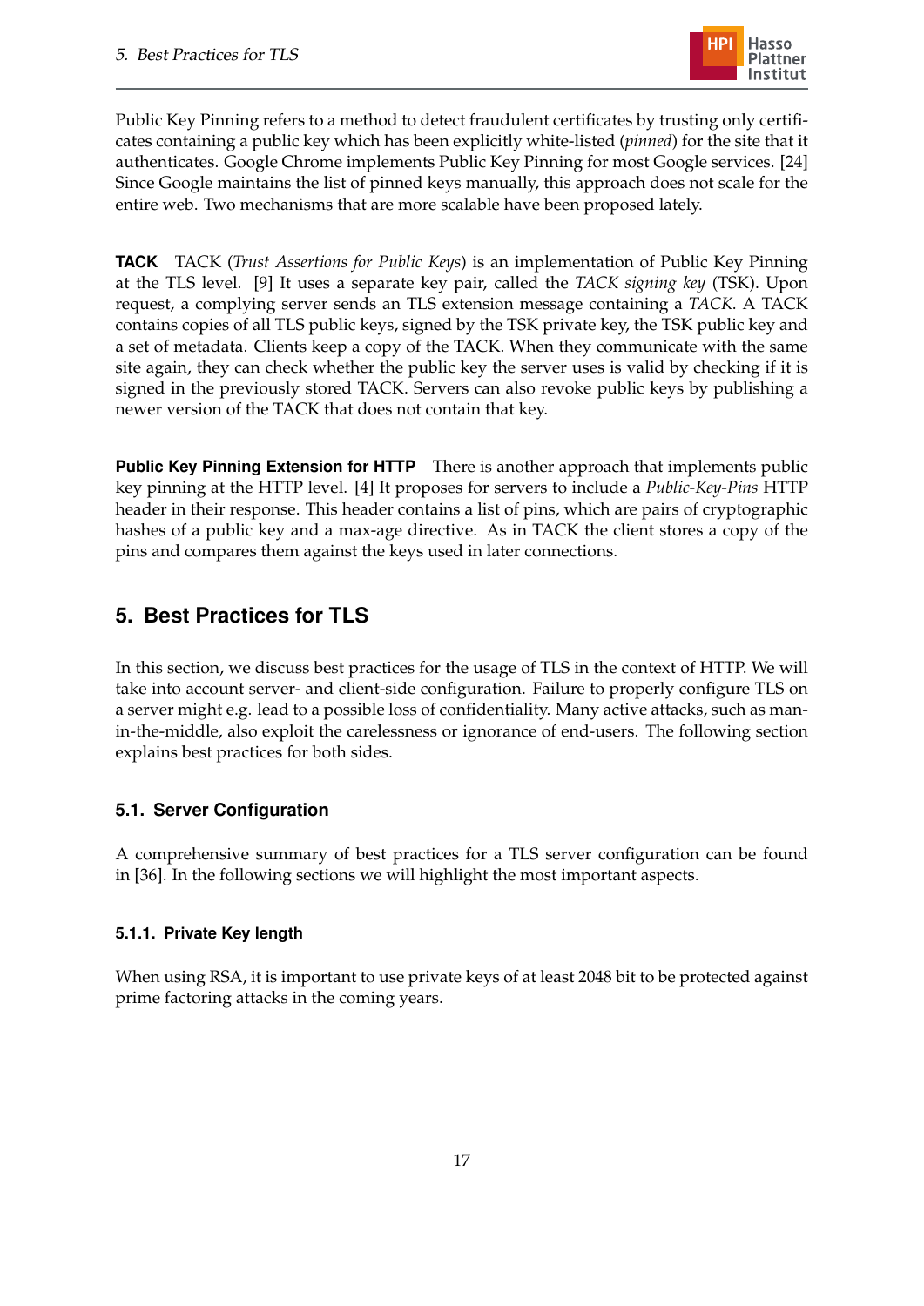Public Key Pinning refers to a method to detect fraudulent certificates by trusting only certificates containing a public key which has been explicitly white-listed (*pinned*) for the site that it authenticates. Google Chrome implements Public Key Pinning for most Google services. [24] Since Google maintains the list of pinned keys manually, this approach does not scale for the entire web. Two mechanisms that are more scalable have been proposed lately.

**TACK** TACK (*Trust Assertions for Public Keys*) is an implementation of Public Key Pinning at the TLS level. [9] It uses a separate key pair, called the *TACK signing key* (TSK). Upon request, a complying server sends an TLS extension message containing a *TACK*. A TACK contains copies of all TLS public keys, signed by the TSK private key, the TSK public key and a set of metadata. Clients keep a copy of the TACK. When they communicate with the same site again, they can check whether the public key the server uses is valid by checking if it is signed in the previously stored TACK. Servers can also revoke public keys by publishing a newer version of the TACK that does not contain that key.

**Public Key Pinning Extension for HTTP** There is another approach that implements public key pinning at the HTTP level. [4] It proposes for servers to include a *Public-Key-Pins* HTTP header in their response. This header contains a list of pins, which are pairs of cryptographic hashes of a public key and a max-age directive. As in TACK the client stores a copy of the pins and compares them against the keys used in later connections.

# 5. Best Practices for TLS

In this section, we discuss best practices for the usage of TLS in the context of HTTP. We will take into account server- and client-side configuration. Failure to properly configure TLS on a server might e.g. lead to a possible loss of confidentiality. Many active attacks, such as man-in-the-middle, also exploit the carelessness or ignorance of end-users. The following section explains best practices for both sides.

## 5.1. Server Configuration

A comprehensive summary of best practices for a TLS server configuration can be found in [36]. In the following sections we will highlight the most important aspects.

### 5.1.1. Private Key length

When using RSA, it is important to use private keys of at least 2048 bit to be protected against prime factoring attacks in the coming years.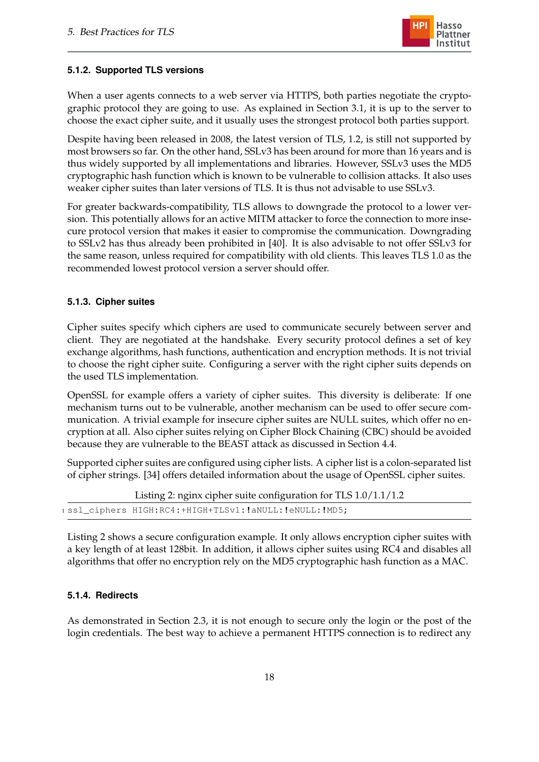### 5.1.2. Supported TLS versions

When a user agents connects to a web server via HTTPS, both parties negotiate the cryptographic protocol they are going to use. As explained in Section 3.1, it is up to the server to choose the exact cipher suite, and it usually uses the strongest protocol both parties support.

Despite having been released in 2008, the latest version of TLS, 1.2, is still not supported by most browsers so far. On the other hand, SSLv3 has been around for more than 16 years and is thus widely supported by all implementations and libraries. However, SSLv3 uses the MD5 cryptographic hash function which is known to be vulnerable to collision attacks. It also uses weaker cipher suites than later versions of TLS. It is thus not advisable to use SSLv3.

For greater backwards-compatibility, TLS allows to downgrade the protocol to a lower version. This potentially allows for an active MITM attacker to force the connection to more insecure protocol version that makes it easier to compromise the communication. Downgrading to SSLv2 has thus already been prohibited in [40]. It is also advisable to not offer SSLv3 for the same reason, unless required for compatibility with old clients. This leaves TLS 1.0 as the recommended lowest protocol version a server should offer.

### 5.1.3. Cipher suites

Cipher suites specify which ciphers are used to communicate securely between server and client. They are negotiated at the handshake. Every security protocol defines a set of key exchange algorithms, hash functions, authentication and encryption methods. It is not trivial to choose the right cipher suite. Configuring a server with the right cipher suits depends on the used TLS implementation.

OpenSSL for example offers a variety of cipher suites. This diversity is deliberate: If one mechanism turns out to be vulnerable, another mechanism can be used to offer secure communication. A trivial example for insecure cipher suites are NULL suites, which offer no encryption at all. Also cipher suites relying on Cipher Block Chaining (CBC) should be avoided because they are vulnerable to the BEAST attack as discussed in Section 4.4.

Supported cipher suites are configured using cipher lists. A cipher list is a colon-separated list of cipher strings. [34] offers detailed information about the usage of OpenSSL cipher suites.

Listing 2: nginx cipher suite configuration for TLS 1.0/1.1/1.2

```
ssl_ciphers HIGH:RC4:+HIGH+TLSv1:!aNULL:!eNULL:!MD5;
```

Listing 2 shows a secure configuration example. It only allows encryption cipher suites with a key length of at least 128bit. In addition, it allows cipher suites using RC4 and disables all algorithms that offer no encryption rely on the MD5 cryptographic hash function as a MAC.

### 5.1.4. Redirects

As demonstrated in Section 2.3, it is not enough to secure only the login or the post of the login credentials. The best way to achieve a permanent HTTPS connection is to redirect any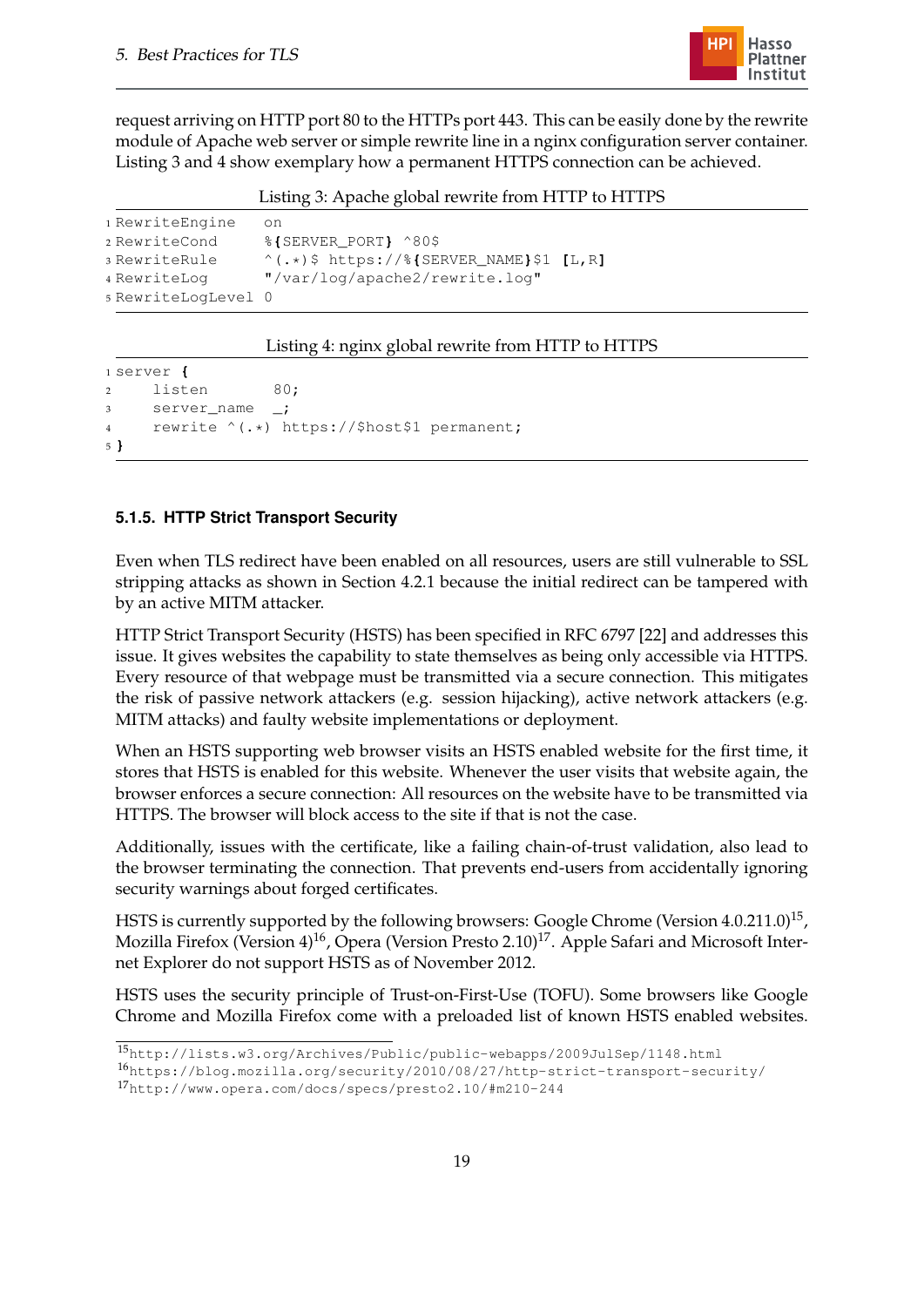request arriving on HTTP port 80 to the HTTPs port 443. This can be easily done by the rewrite module of Apache web server or simple rewrite line in a nginx configuration server container. Listing 3 and 4 show exemplary how a permanent HTTPS connection can be achieved.

Listing 3: Apache global rewrite from HTTP to HTTPS

```
RewriteEngine   on
RewriteCond     %{SERVER_PORT} ^80$
RewriteRule     ^(.*)$ https://%{SERVER_NAME}$1 [L,R]
RewriteLog      "/var/log/apache2/rewrite.log"
RewriteLogLevel 0
```

Listing 4: nginx global rewrite from HTTP to HTTPS

```
server {
    listen       80;
    server_name  _;
    rewrite ^(.*) https://$host$1 permanent;
}
```

### 5.1.5. HTTP Strict Transport Security

Even when TLS redirect have been enabled on all resources, users are still vulnerable to SSL stripping attacks as shown in Section 4.2.1 because the initial redirect can be tampered with by an active MITM attacker.

HTTP Strict Transport Security (HSTS) has been specified in RFC 6797 [22] and addresses this issue. It gives websites the capability to state themselves as being only accessible via HTTPS. Every resource of that webpage must be transmitted via a secure connection. This mitigates the risk of passive network attackers (e.g. session hijacking), active network attackers (e.g. MITM attacks) and faulty website implementations or deployment.

When an HSTS supporting web browser visits an HSTS enabled website for the first time, it stores that HSTS is enabled for this website. Whenever the user visits that website again, the browser enforces a secure connection: All resources on the website have to be transmitted via HTTPS. The browser will block access to the site if that is not the case.

Additionally, issues with the certificate, like a failing chain-of-trust validation, also lead to the browser terminating the connection. That prevents end-users from accidentally ignoring security warnings about forged certificates.

HSTS is currently supported by the following browsers: Google Chrome (Version 4.0.211.0)[15], Mozilla Firefox (Version 4)[16], Opera (Version Presto 2.10)[17]. Apple Safari and Microsoft Internet Explorer do not support HSTS as of November 2012.

HSTS uses the security principle of Trust-on-First-Use (TOFU). Some browsers like Google Chrome and Mozilla Firefox come with a preloaded list of known HSTS enabled websites.

---

[15] http://lists.w3.org/Archives/Public/public-webapps/2009JulSep/1148.html

[16] https://blog.mozilla.org/security/2010/08/27/http-strict-transport-security/

[17] http://www.opera.com/docs/specs/presto2.10/#m210-244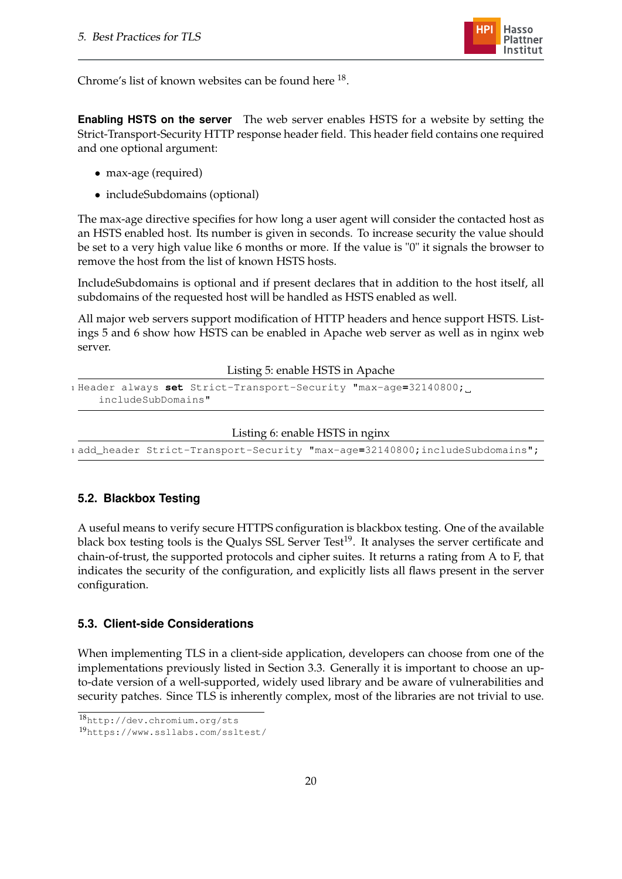Chrome's list of known websites can be found here [18].

**Enabling HSTS on the server** The web server enables HSTS for a website by setting the Strict-Transport-Security HTTP response header field. This header field contains one required and one optional argument:

- max-age (required)
- includeSubdomains (optional)

The max-age directive specifies for how long a user agent will consider the contacted host as an HSTS enabled host. Its number is given in seconds. To increase security the value should be set to a very high value like 6 months or more. If the value is "0" it signals the browser to remove the host from the list of known HSTS hosts.

IncludeSubdomains is optional and if present declares that in addition to the host itself, all subdomains of the requested host will be handled as HSTS enabled as well.

All major web servers support modification of HTTP headers and hence support HSTS. Listings 5 and 6 show how HSTS can be enabled in Apache web server as well as in nginx web server.

Listing 5: enable HSTS in Apache

```
Header always set Strict-Transport-Security "max-age=32140800; includeSubDomains"
```

Listing 6: enable HSTS in nginx

```
add_header Strict-Transport-Security "max-age=32140800;includeSubdomains";
```

## 5.2. Blackbox Testing

A useful means to verify secure HTTPS configuration is blackbox testing. One of the available black box testing tools is the Qualys SSL Server Test[19]. It analyses the server certificate and chain-of-trust, the supported protocols and cipher suites. It returns a rating from A to F, that indicates the security of the configuration, and explicitly lists all flaws present in the server configuration.

## 5.3. Client-side Considerations

When implementing TLS in a client-side application, developers can choose from one of the implementations previously listed in Section 3.3. Generally it is important to choose an up-to-date version of a well-supported, widely used library and be aware of vulnerabilities and security patches. Since TLS is inherently complex, most of the libraries are not trivial to use.

[18] http://dev.chromium.org/sts

[19] https://www.ssllabs.com/ssltest/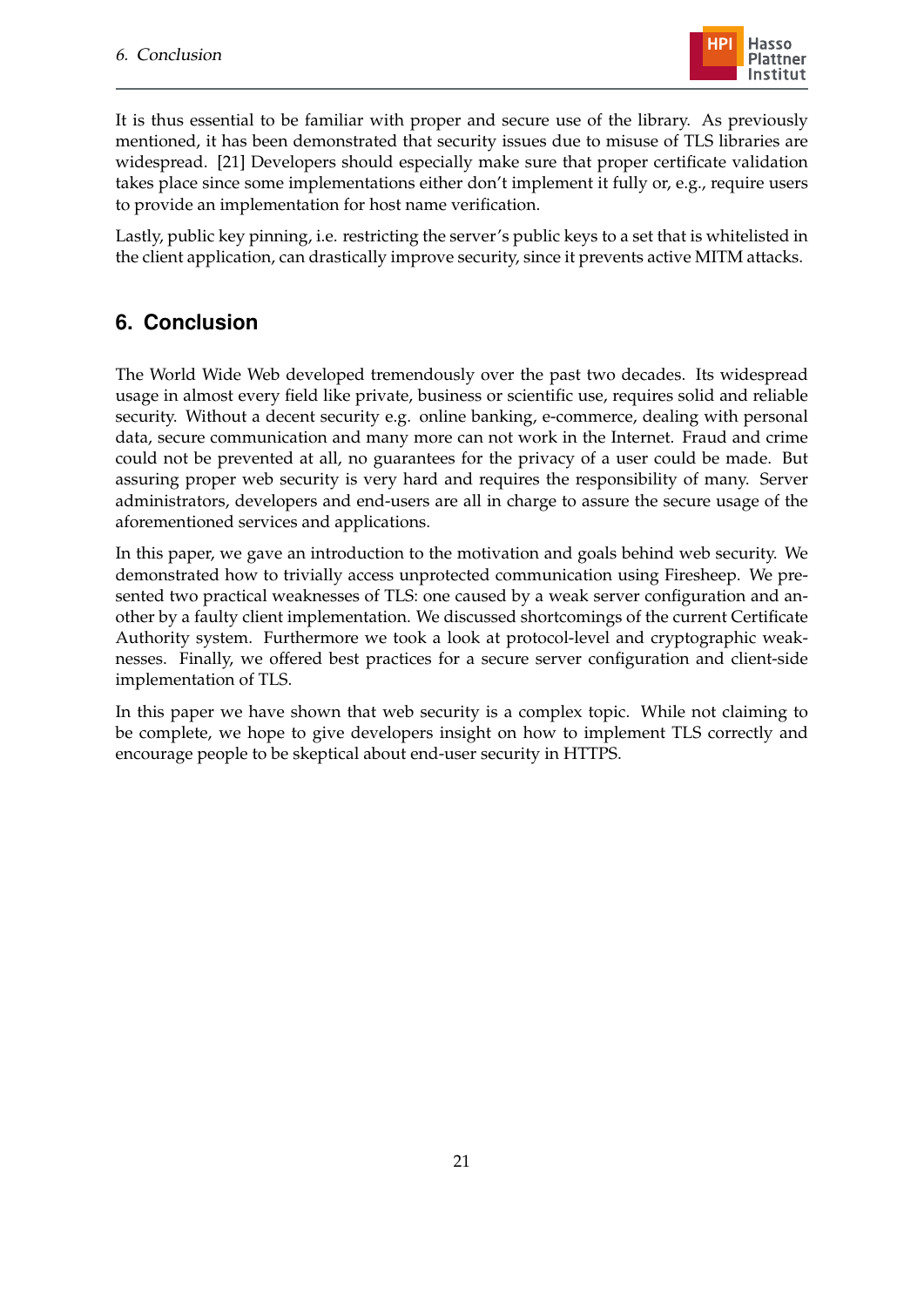It is thus essential to be familiar with proper and secure use of the library. As previously mentioned, it has been demonstrated that security issues due to misuse of TLS libraries are widespread. [21] Developers should especially make sure that proper certificate validation takes place since some implementations either don't implement it fully or, e.g., require users to provide an implementation for host name verification.

Lastly, public key pinning, i.e. restricting the server's public keys to a set that is whitelisted in the client application, can drastically improve security, since it prevents active MITM attacks.

## 6. Conclusion

The World Wide Web developed tremendously over the past two decades. Its widespread usage in almost every field like private, business or scientific use, requires solid and reliable security. Without a decent security e.g. online banking, e-commerce, dealing with personal data, secure communication and many more can not work in the Internet. Fraud and crime could not be prevented at all, no guarantees for the privacy of a user could be made. But assuring proper web security is very hard and requires the responsibility of many. Server administrators, developers and end-users are all in charge to assure the secure usage of the aforementioned services and applications.

In this paper, we gave an introduction to the motivation and goals behind web security. We demonstrated how to trivially access unprotected communication using Firesheep. We presented two practical weaknesses of TLS: one caused by a weak server configuration and another by a faulty client implementation. We discussed shortcomings of the current Certificate Authority system. Furthermore we took a look at protocol-level and cryptographic weaknesses. Finally, we offered best practices for a secure server configuration and client-side implementation of TLS.

In this paper we have shown that web security is a complex topic. While not claiming to be complete, we hope to give developers insight on how to implement TLS correctly and encourage people to be skeptical about end-user security in HTTPS.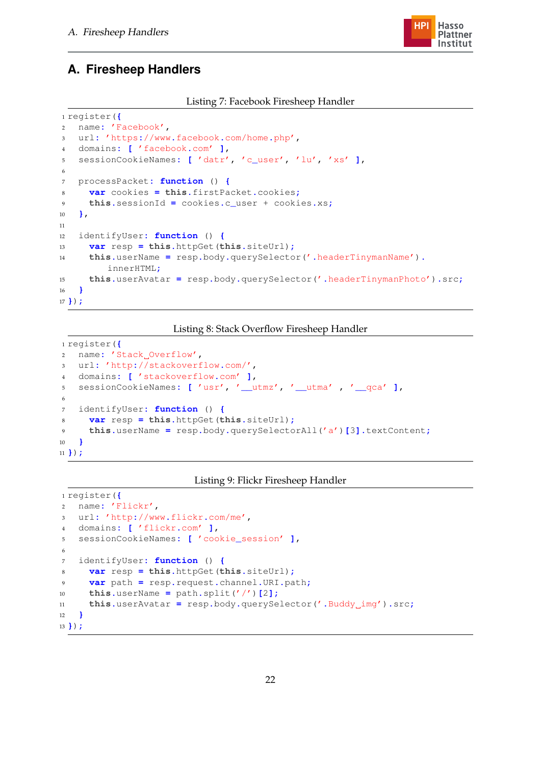# A. Firesheep Handlers

Listing 7: Facebook Firesheep Handler

```
register({
  name: 'Facebook',
  url: 'https://www.facebook.com/home.php',
  domains: [ 'facebook.com' ],
  sessionCookieNames: [ 'datr', 'c_user', 'lu', 'xs' ],

  processPacket: function () {
    var cookies = this.firstPacket.cookies;
    this.sessionId = cookies.c_user + cookies.xs;
  },

  identifyUser: function () {
    var resp = this.httpGet(this.siteUrl);
    this.userName = resp.body.querySelector('.headerTinymanName').
        innerHTML;
    this.userAvatar = resp.body.querySelector('.headerTinymanPhoto').src;
  }
});
```

Listing 8: Stack Overflow Firesheep Handler

```
register({
  name: 'Stack Overflow',
  url: 'http://stackoverflow.com/',
  domains: [ 'stackoverflow.com' ],
  sessionCookieNames: [ 'usr', '__utmz', '__utma' , '__qca' ],

  identifyUser: function () {
    var resp = this.httpGet(this.siteUrl);
    this.userName = resp.body.querySelectorAll('a')[3].textContent;
  }
});
```

Listing 9: Flickr Firesheep Handler

```
register({
  name: 'Flickr',
  url: 'http://www.flickr.com/me',
  domains: [ 'flickr.com' ],
  sessionCookieNames: [ 'cookie_session' ],

  identifyUser: function () {
    var resp = this.httpGet(this.siteUrl);
    var path = resp.request.channel.URI.path;
    this.userName = path.split('/')[2];
    this.userAvatar = resp.body.querySelector('.Buddy_img').src;
  }
});
```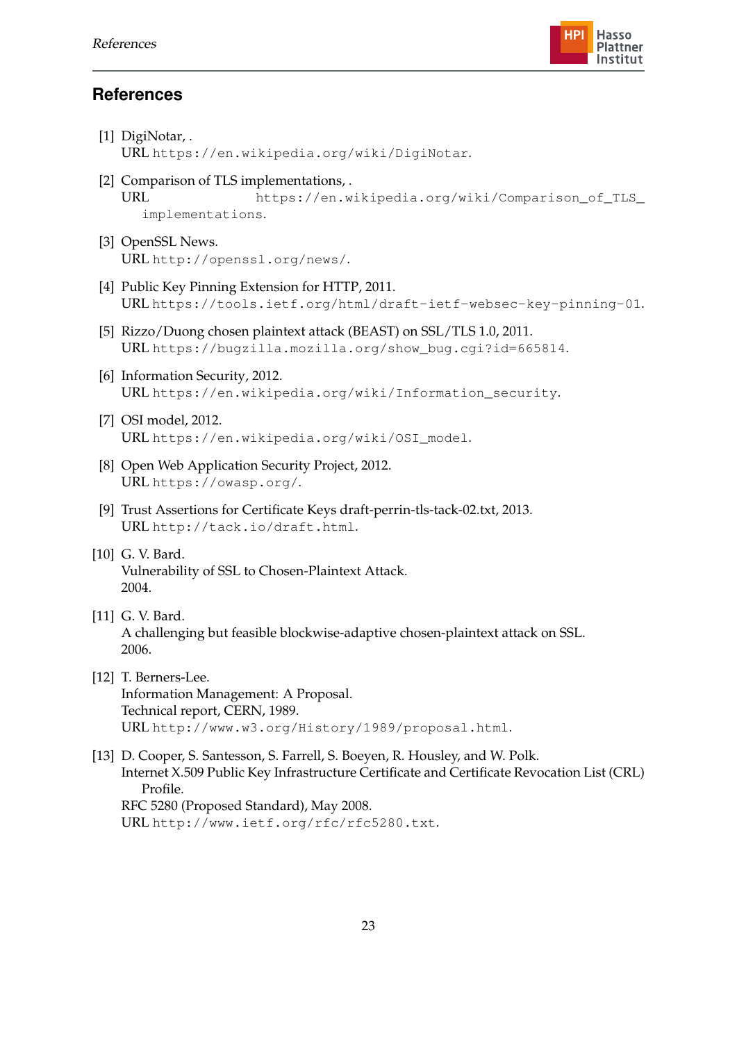## References

[1] DigiNotar, .
URL https://en.wikipedia.org/wiki/DigiNotar.

[2] Comparison of TLS implementations, .
URL https://en.wikipedia.org/wiki/Comparison_of_TLS_implementations.

[3] OpenSSL News.
URL http://openssl.org/news/.

[4] Public Key Pinning Extension for HTTP, 2011.
URL https://tools.ietf.org/html/draft-ietf-websec-key-pinning-01.

[5] Rizzo/Duong chosen plaintext attack (BEAST) on SSL/TLS 1.0, 2011.
URL https://bugzilla.mozilla.org/show_bug.cgi?id=665814.

[6] Information Security, 2012.
URL https://en.wikipedia.org/wiki/Information_security.

[7] OSI model, 2012.
URL https://en.wikipedia.org/wiki/OSI_model.

[8] Open Web Application Security Project, 2012.
URL https://owasp.org/.

[9] Trust Assertions for Certificate Keys draft-perrin-tls-tack-02.txt, 2013.
URL http://tack.io/draft.html.

[10] G. V. Bard.
Vulnerability of SSL to Chosen-Plaintext Attack.
2004.

[11] G. V. Bard.
A challenging but feasible blockwise-adaptive chosen-plaintext attack on SSL.
2006.

[12] T. Berners-Lee.
Information Management: A Proposal.
Technical report, CERN, 1989.
URL http://www.w3.org/History/1989/proposal.html.

[13] D. Cooper, S. Santesson, S. Farrell, S. Boeyen, R. Housley, and W. Polk.
Internet X.509 Public Key Infrastructure Certificate and Certificate Revocation List (CRL) Profile.
RFC 5280 (Proposed Standard), May 2008.
URL http://www.ietf.org/rfc/rfc5280.txt.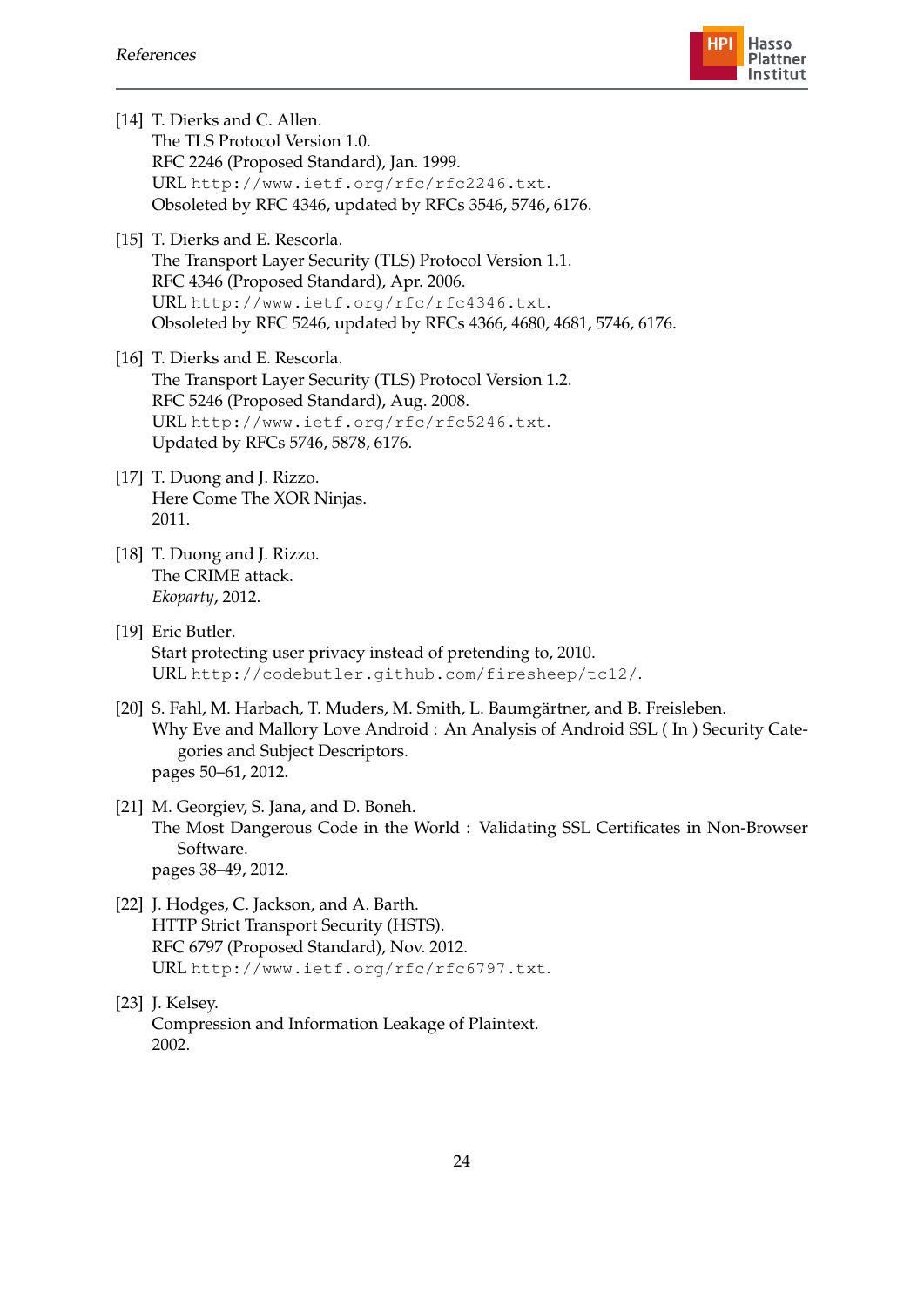[14] T. Dierks and C. Allen.
The TLS Protocol Version 1.0.
RFC 2246 (Proposed Standard), Jan. 1999.
URL `http://www.ietf.org/rfc/rfc2246.txt`.
Obsoleted by RFC 4346, updated by RFCs 3546, 5746, 6176.

[15] T. Dierks and E. Rescorla.
The Transport Layer Security (TLS) Protocol Version 1.1.
RFC 4346 (Proposed Standard), Apr. 2006.
URL `http://www.ietf.org/rfc/rfc4346.txt`.
Obsoleted by RFC 5246, updated by RFCs 4366, 4680, 4681, 5746, 6176.

[16] T. Dierks and E. Rescorla.
The Transport Layer Security (TLS) Protocol Version 1.2.
RFC 5246 (Proposed Standard), Aug. 2008.
URL `http://www.ietf.org/rfc/rfc5246.txt`.
Updated by RFCs 5746, 5878, 6176.

[17] T. Duong and J. Rizzo.
Here Come The XOR Ninjas.
2011.

[18] T. Duong and J. Rizzo.
The CRIME attack.
*Ekoparty*, 2012.

[19] Eric Butler.
Start protecting user privacy instead of pretending to, 2010.
URL `http://codebutler.github.com/firesheep/tc12/`.

[20] S. Fahl, M. Harbach, T. Muders, M. Smith, L. Baumgärtner, and B. Freisleben.
Why Eve and Mallory Love Android : An Analysis of Android SSL ( In ) Security Categories and Subject Descriptors.
pages 50–61, 2012.

[21] M. Georgiev, S. Jana, and D. Boneh.
The Most Dangerous Code in the World : Validating SSL Certificates in Non-Browser Software.
pages 38–49, 2012.

[22] J. Hodges, C. Jackson, and A. Barth.
HTTP Strict Transport Security (HSTS).
RFC 6797 (Proposed Standard), Nov. 2012.
URL `http://www.ietf.org/rfc/rfc6797.txt`.

[23] J. Kelsey.
Compression and Information Leakage of Plaintext.
2002.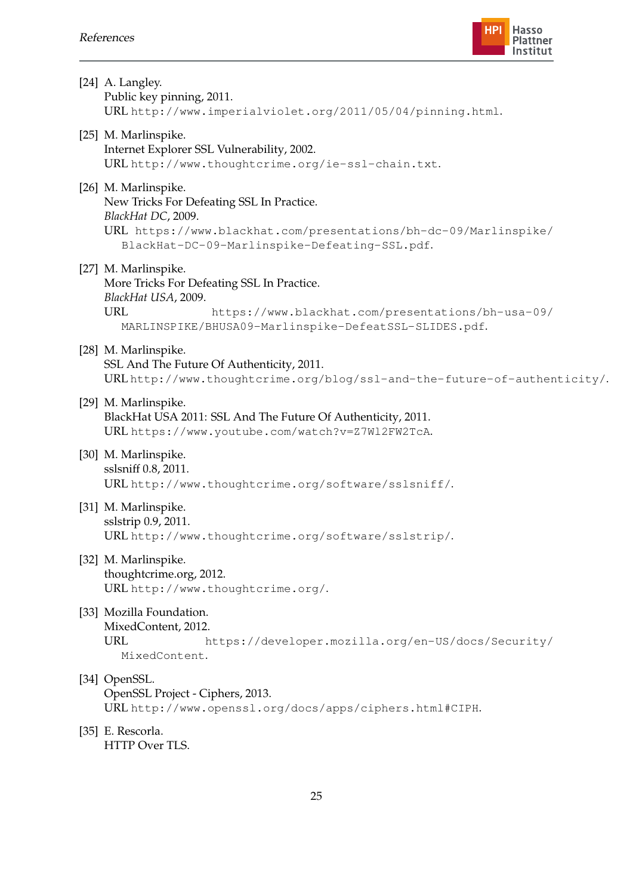[24] A. Langley.
Public key pinning, 2011.
URL http://www.imperialviolet.org/2011/05/04/pinning.html.

[25] M. Marlinspike.
Internet Explorer SSL Vulnerability, 2002.
URL http://www.thoughtcrime.org/ie-ssl-chain.txt.

[26] M. Marlinspike.
New Tricks For Defeating SSL In Practice.
*BlackHat DC*, 2009.
URL https://www.blackhat.com/presentations/bh-dc-09/Marlinspike/BlackHat-DC-09-Marlinspike-Defeating-SSL.pdf.

[27] M. Marlinspike.
More Tricks For Defeating SSL In Practice.
*BlackHat USA*, 2009.
URL https://www.blackhat.com/presentations/bh-usa-09/MARLINSPIKE/BHUSA09-Marlinspike-DefeatSSL-SLIDES.pdf.

[28] M. Marlinspike.
SSL And The Future Of Authenticity, 2011.
URL http://www.thoughtcrime.org/blog/ssl-and-the-future-of-authenticity/.

[29] M. Marlinspike.
BlackHat USA 2011: SSL And The Future Of Authenticity, 2011.
URL https://www.youtube.com/watch?v=Z7Wl2FW2TcA.

[30] M. Marlinspike.
sslsniff 0.8, 2011.
URL http://www.thoughtcrime.org/software/sslsniff/.

[31] M. Marlinspike.
sslstrip 0.9, 2011.
URL http://www.thoughtcrime.org/software/sslstrip/.

[32] M. Marlinspike.
thoughtcrime.org, 2012.
URL http://www.thoughtcrime.org/.

[33] Mozilla Foundation.
MixedContent, 2012.
URL https://developer.mozilla.org/en-US/docs/Security/MixedContent.

[34] OpenSSL.
OpenSSL Project - Ciphers, 2013.
URL http://www.openssl.org/docs/apps/ciphers.html#CIPH.

[35] E. Rescorla.
HTTP Over TLS.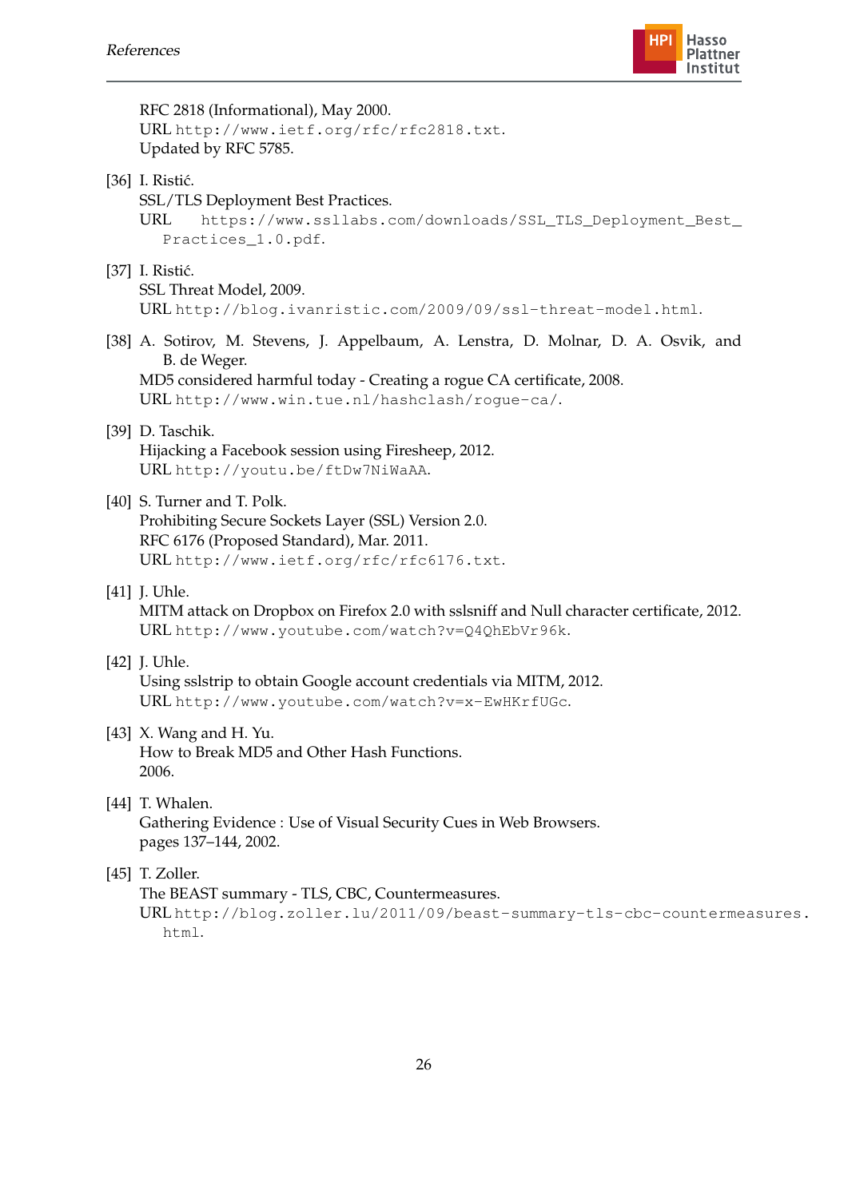RFC 2818 (Informational), May 2000.
URL http://www.ietf.org/rfc/rfc2818.txt.
Updated by RFC 5785.

[36] I. Ristić.
SSL/TLS Deployment Best Practices.
URL https://www.ssllabs.com/downloads/SSL_TLS_Deployment_Best_Practices_1.0.pdf.

[37] I. Ristić.
SSL Threat Model, 2009.
URL http://blog.ivanristic.com/2009/09/ssl-threat-model.html.

[38] A. Sotirov, M. Stevens, J. Appelbaum, A. Lenstra, D. Molnar, D. A. Osvik, and B. de Weger.
MD5 considered harmful today - Creating a rogue CA certificate, 2008.
URL http://www.win.tue.nl/hashclash/rogue-ca/.

[39] D. Taschik.
Hijacking a Facebook session using Firesheep, 2012.
URL http://youtu.be/ftDw7NiWaAA.

[40] S. Turner and T. Polk.
Prohibiting Secure Sockets Layer (SSL) Version 2.0.
RFC 6176 (Proposed Standard), Mar. 2011.
URL http://www.ietf.org/rfc/rfc6176.txt.

[41] J. Uhle.
MITM attack on Dropbox on Firefox 2.0 with sslsniff and Null character certificate, 2012.
URL http://www.youtube.com/watch?v=Q4QhEbVr96k.

[42] J. Uhle.
Using sslstrip to obtain Google account credentials via MITM, 2012.
URL http://www.youtube.com/watch?v=x-EwHKrfUGc.

[43] X. Wang and H. Yu.
How to Break MD5 and Other Hash Functions.
2006.

[44] T. Whalen.
Gathering Evidence : Use of Visual Security Cues in Web Browsers.
pages 137–144, 2002.

[45] T. Zoller.
The BEAST summary - TLS, CBC, Countermeasures.
URL http://blog.zoller.lu/2011/09/beast-summary-tls-cbc-countermeasures.html.